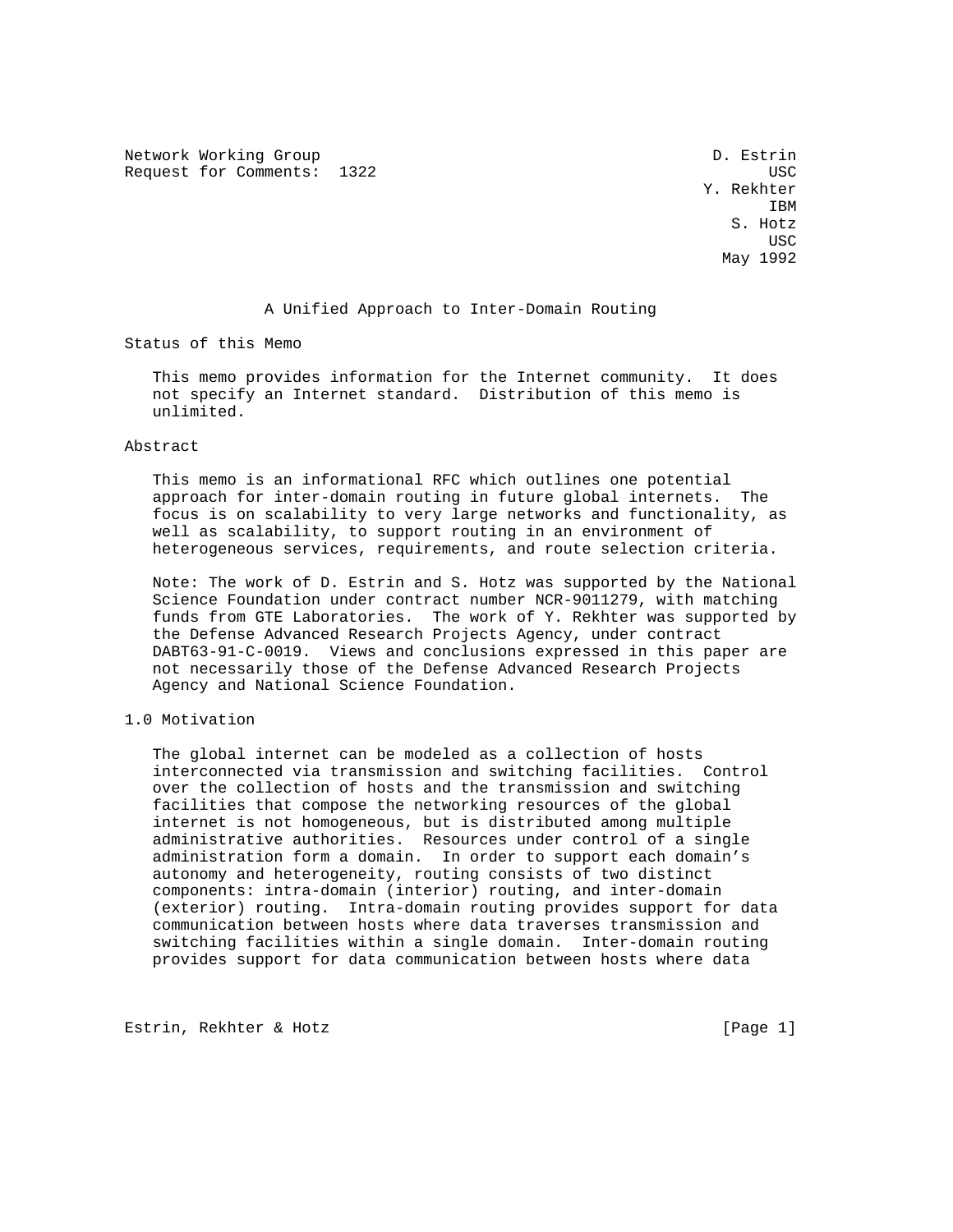Network Working Group D. Estrin
Request for Comments: 1322 USC
Y. Rekhter
IBM
S. Hotz
USC
May 1992

# A Unified Approach to Inter-Domain Routing

## Status of this Memo

This memo provides information for the Internet community. It does not specify an Internet standard. Distribution of this memo is unlimited.

## Abstract

This memo is an informational RFC which outlines one potential approach for inter-domain routing in future global internets. The focus is on scalability to very large networks and functionality, as well as scalability, to support routing in an environment of heterogeneous services, requirements, and route selection criteria.

Note: The work of D. Estrin and S. Hotz was supported by the National Science Foundation under contract number NCR-9011279, with matching funds from GTE Laboratories. The work of Y. Rekhter was supported by the Defense Advanced Research Projects Agency, under contract DABT63-91-C-0019. Views and conclusions expressed in this paper are not necessarily those of the Defense Advanced Research Projects Agency and National Science Foundation.

## 1.0 Motivation

The global internet can be modeled as a collection of hosts interconnected via transmission and switching facilities. Control over the collection of hosts and the transmission and switching facilities that compose the networking resources of the global internet is not homogeneous, but is distributed among multiple administrative authorities. Resources under control of a single administration form a domain. In order to support each domain's autonomy and heterogeneity, routing consists of two distinct components: intra-domain (interior) routing, and inter-domain (exterior) routing. Intra-domain routing provides support for data communication between hosts where data traverses transmission and switching facilities within a single domain. Inter-domain routing provides support for data communication between hosts where data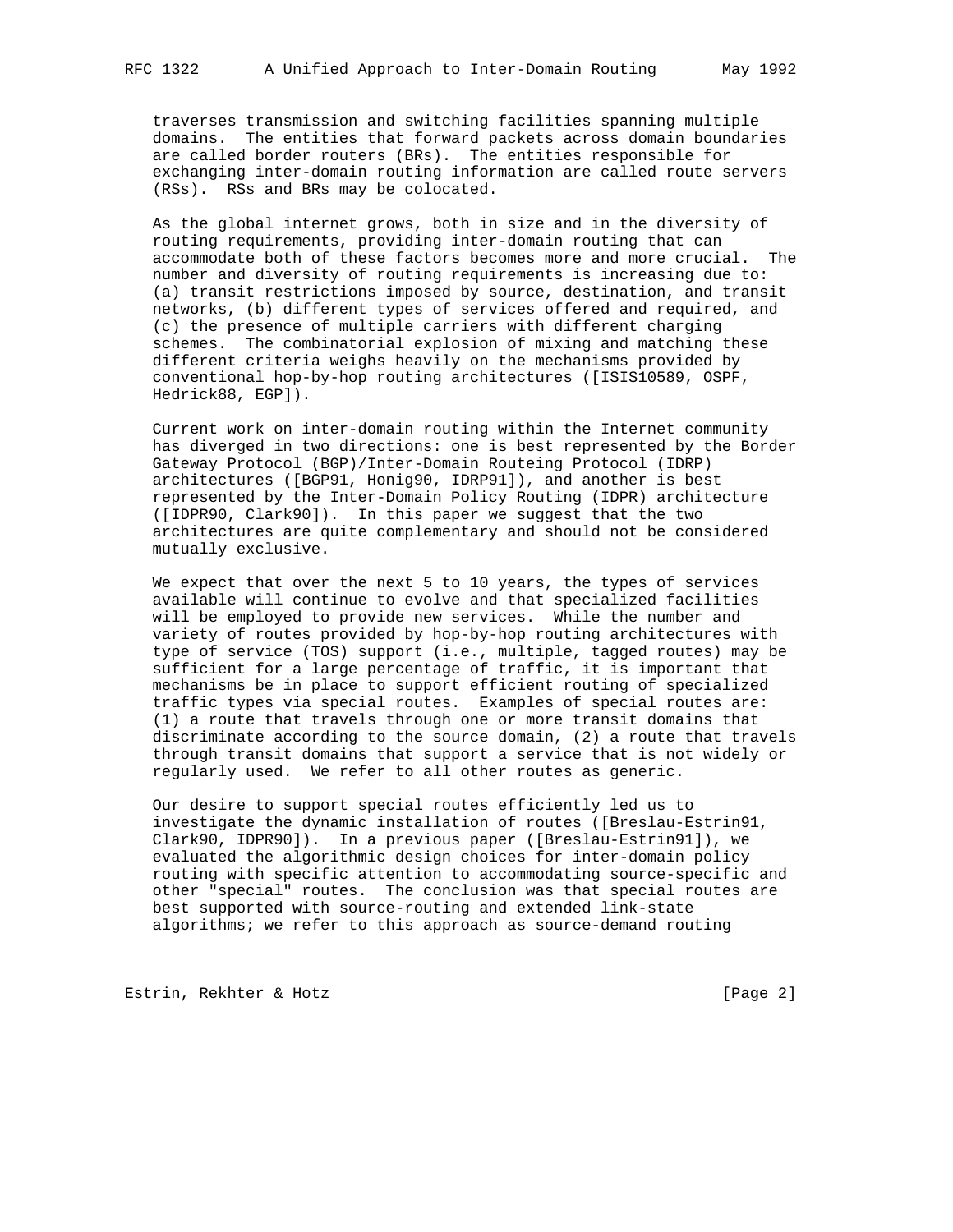traverses transmission and switching facilities spanning multiple domains. The entities that forward packets across domain boundaries are called border routers (BRs). The entities responsible for exchanging inter-domain routing information are called route servers (RSs). RSs and BRs may be colocated.

As the global internet grows, both in size and in the diversity of routing requirements, providing inter-domain routing that can accommodate both of these factors becomes more and more crucial. The number and diversity of routing requirements is increasing due to: (a) transit restrictions imposed by source, destination, and transit networks, (b) different types of services offered and required, and (c) the presence of multiple carriers with different charging schemes. The combinatorial explosion of mixing and matching these different criteria weighs heavily on the mechanisms provided by conventional hop-by-hop routing architectures ([ISIS10589, OSPF, Hedrick88, EGP]).

Current work on inter-domain routing within the Internet community has diverged in two directions: one is best represented by the Border Gateway Protocol (BGP)/Inter-Domain Routeing Protocol (IDRP) architectures ([BGP91, Honig90, IDRP91]), and another is best represented by the Inter-Domain Policy Routing (IDPR) architecture ([IDPR90, Clark90]). In this paper we suggest that the two architectures are quite complementary and should not be considered mutually exclusive.

We expect that over the next 5 to 10 years, the types of services available will continue to evolve and that specialized facilities will be employed to provide new services. While the number and variety of routes provided by hop-by-hop routing architectures with type of service (TOS) support (i.e., multiple, tagged routes) may be sufficient for a large percentage of traffic, it is important that mechanisms be in place to support efficient routing of specialized traffic types via special routes. Examples of special routes are: (1) a route that travels through one or more transit domains that discriminate according to the source domain, (2) a route that travels through transit domains that support a service that is not widely or regularly used. We refer to all other routes as generic.

Our desire to support special routes efficiently led us to investigate the dynamic installation of routes ([Breslau-Estrin91, Clark90, IDPR90]). In a previous paper ([Breslau-Estrin91]), we evaluated the algorithmic design choices for inter-domain policy routing with specific attention to accommodating source-specific and other "special" routes. The conclusion was that special routes are best supported with source-routing and extended link-state algorithms; we refer to this approach as source-demand routing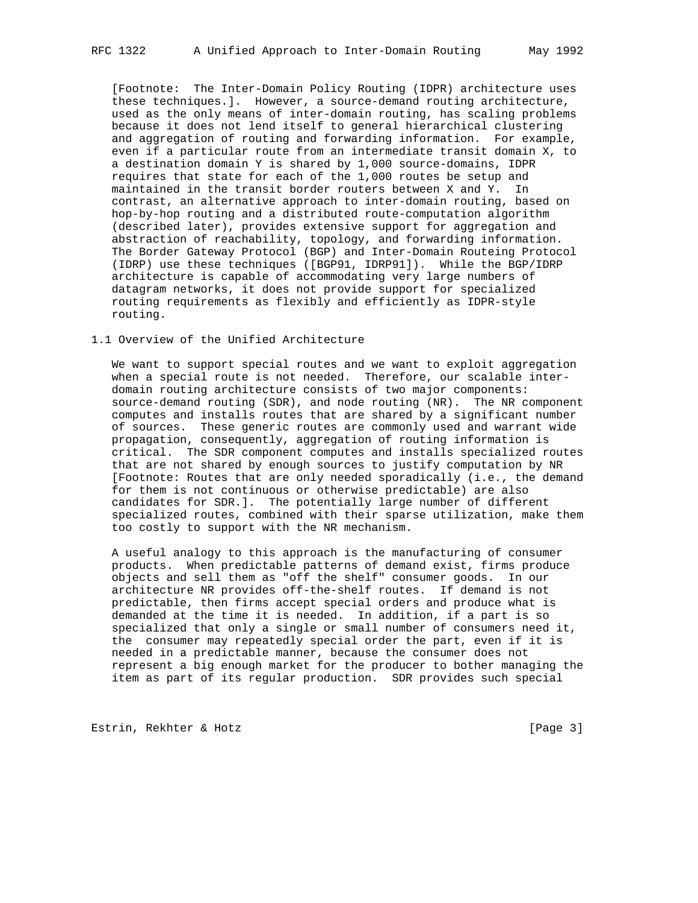[Footnote: The Inter-Domain Policy Routing (IDPR) architecture uses these techniques.]. However, a source-demand routing architecture, used as the only means of inter-domain routing, has scaling problems because it does not lend itself to general hierarchical clustering and aggregation of routing and forwarding information. For example, even if a particular route from an intermediate transit domain X, to a destination domain Y is shared by 1,000 source-domains, IDPR requires that state for each of the 1,000 routes be setup and maintained in the transit border routers between X and Y. In contrast, an alternative approach to inter-domain routing, based on hop-by-hop routing and a distributed route-computation algorithm (described later), provides extensive support for aggregation and abstraction of reachability, topology, and forwarding information. The Border Gateway Protocol (BGP) and Inter-Domain Routeing Protocol (IDRP) use these techniques ([BGP91, IDRP91]). While the BGP/IDRP architecture is capable of accommodating very large numbers of datagram networks, it does not provide support for specialized routing requirements as flexibly and efficiently as IDPR-style routing.

## 1.1 Overview of the Unified Architecture

We want to support special routes and we want to exploit aggregation when a special route is not needed. Therefore, our scalable inter-domain routing architecture consists of two major components: source-demand routing (SDR), and node routing (NR). The NR component computes and installs routes that are shared by a significant number of sources. These generic routes are commonly used and warrant wide propagation, consequently, aggregation of routing information is critical. The SDR component computes and installs specialized routes that are not shared by enough sources to justify computation by NR [Footnote: Routes that are only needed sporadically (i.e., the demand for them is not continuous or otherwise predictable) are also candidates for SDR.]. The potentially large number of different specialized routes, combined with their sparse utilization, make them too costly to support with the NR mechanism.

A useful analogy to this approach is the manufacturing of consumer products. When predictable patterns of demand exist, firms produce objects and sell them as "off the shelf" consumer goods. In our architecture NR provides off-the-shelf routes. If demand is not predictable, then firms accept special orders and produce what is demanded at the time it is needed. In addition, if a part is so specialized that only a single or small number of consumers need it, the consumer may repeatedly special order the part, even if it is needed in a predictable manner, because the consumer does not represent a big enough market for the producer to bother managing the item as part of its regular production. SDR provides such special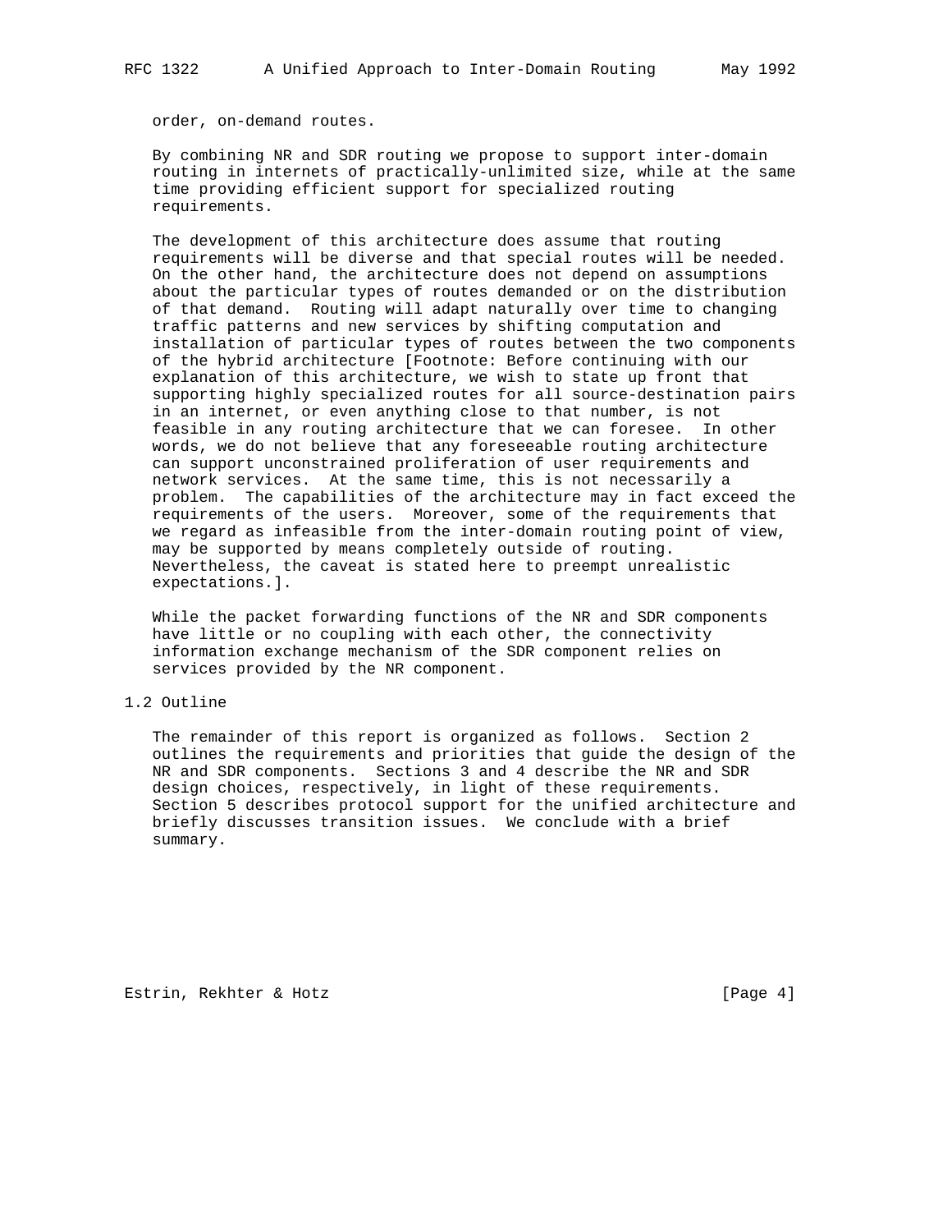order, on-demand routes.

By combining NR and SDR routing we propose to support inter-domain routing in internets of practically-unlimited size, while at the same time providing efficient support for specialized routing requirements.

The development of this architecture does assume that routing requirements will be diverse and that special routes will be needed. On the other hand, the architecture does not depend on assumptions about the particular types of routes demanded or on the distribution of that demand. Routing will adapt naturally over time to changing traffic patterns and new services by shifting computation and installation of particular types of routes between the two components of the hybrid architecture [Footnote: Before continuing with our explanation of this architecture, we wish to state up front that supporting highly specialized routes for all source-destination pairs in an internet, or even anything close to that number, is not feasible in any routing architecture that we can foresee. In other words, we do not believe that any foreseeable routing architecture can support unconstrained proliferation of user requirements and network services. At the same time, this is not necessarily a problem. The capabilities of the architecture may in fact exceed the requirements of the users. Moreover, some of the requirements that we regard as infeasible from the inter-domain routing point of view, may be supported by means completely outside of routing. Nevertheless, the caveat is stated here to preempt unrealistic expectations.].

While the packet forwarding functions of the NR and SDR components have little or no coupling with each other, the connectivity information exchange mechanism of the SDR component relies on services provided by the NR component.

## 1.2 Outline

The remainder of this report is organized as follows. Section 2 outlines the requirements and priorities that guide the design of the NR and SDR components. Sections 3 and 4 describe the NR and SDR design choices, respectively, in light of these requirements. Section 5 describes protocol support for the unified architecture and briefly discusses transition issues. We conclude with a brief summary.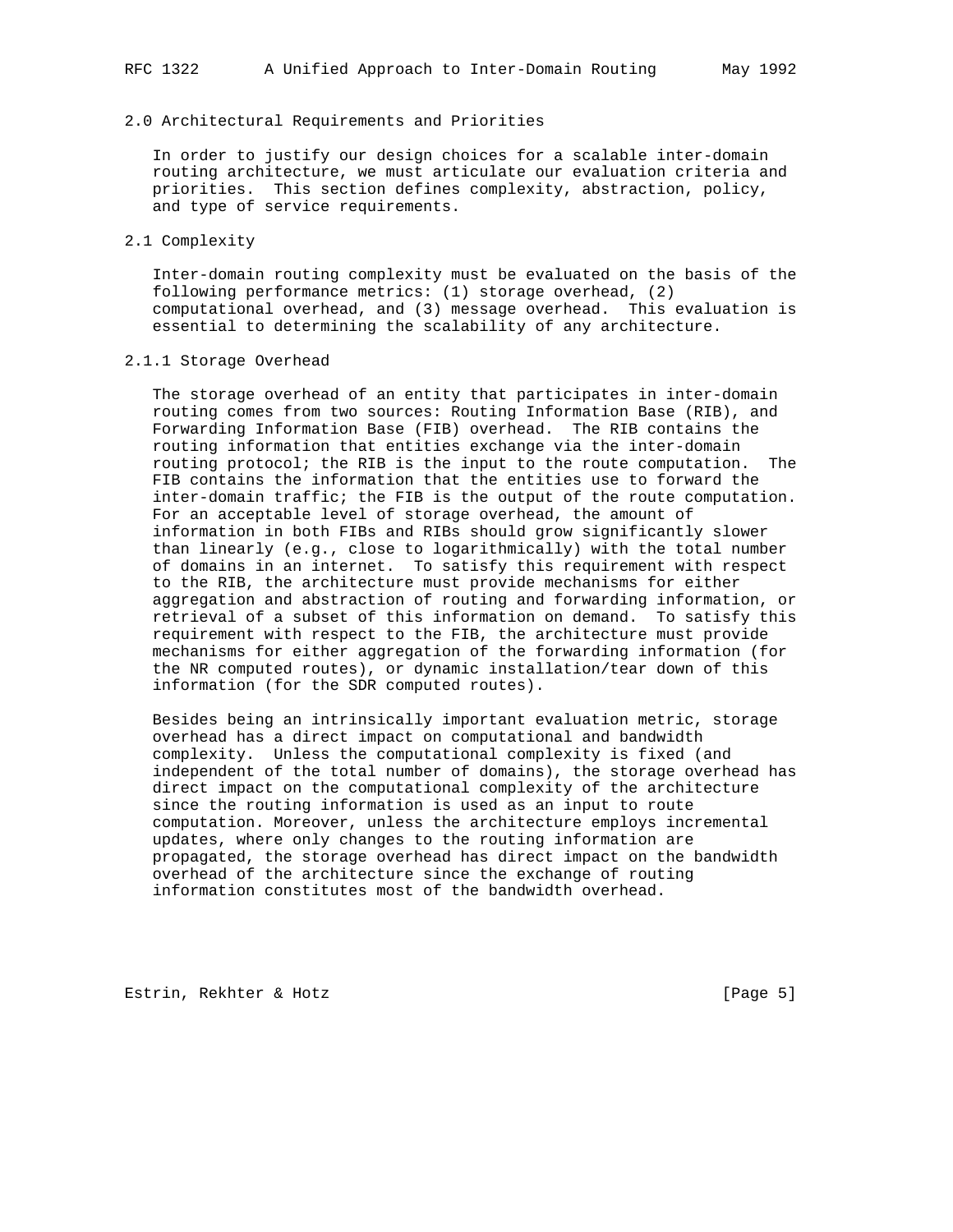## 2.0 Architectural Requirements and Priorities

In order to justify our design choices for a scalable inter-domain routing architecture, we must articulate our evaluation criteria and priorities. This section defines complexity, abstraction, policy, and type of service requirements.

### 2.1 Complexity

Inter-domain routing complexity must be evaluated on the basis of the following performance metrics: (1) storage overhead, (2) computational overhead, and (3) message overhead. This evaluation is essential to determining the scalability of any architecture.

#### 2.1.1 Storage Overhead

The storage overhead of an entity that participates in inter-domain routing comes from two sources: Routing Information Base (RIB), and Forwarding Information Base (FIB) overhead. The RIB contains the routing information that entities exchange via the inter-domain routing protocol; the RIB is the input to the route computation. The FIB contains the information that the entities use to forward the inter-domain traffic; the FIB is the output of the route computation. For an acceptable level of storage overhead, the amount of information in both FIBs and RIBs should grow significantly slower than linearly (e.g., close to logarithmically) with the total number of domains in an internet. To satisfy this requirement with respect to the RIB, the architecture must provide mechanisms for either aggregation and abstraction of routing and forwarding information, or retrieval of a subset of this information on demand. To satisfy this requirement with respect to the FIB, the architecture must provide mechanisms for either aggregation of the forwarding information (for the NR computed routes), or dynamic installation/tear down of this information (for the SDR computed routes).

Besides being an intrinsically important evaluation metric, storage overhead has a direct impact on computational and bandwidth complexity. Unless the computational complexity is fixed (and independent of the total number of domains), the storage overhead has direct impact on the computational complexity of the architecture since the routing information is used as an input to route computation. Moreover, unless the architecture employs incremental updates, where only changes to the routing information are propagated, the storage overhead has direct impact on the bandwidth overhead of the architecture since the exchange of routing information constitutes most of the bandwidth overhead.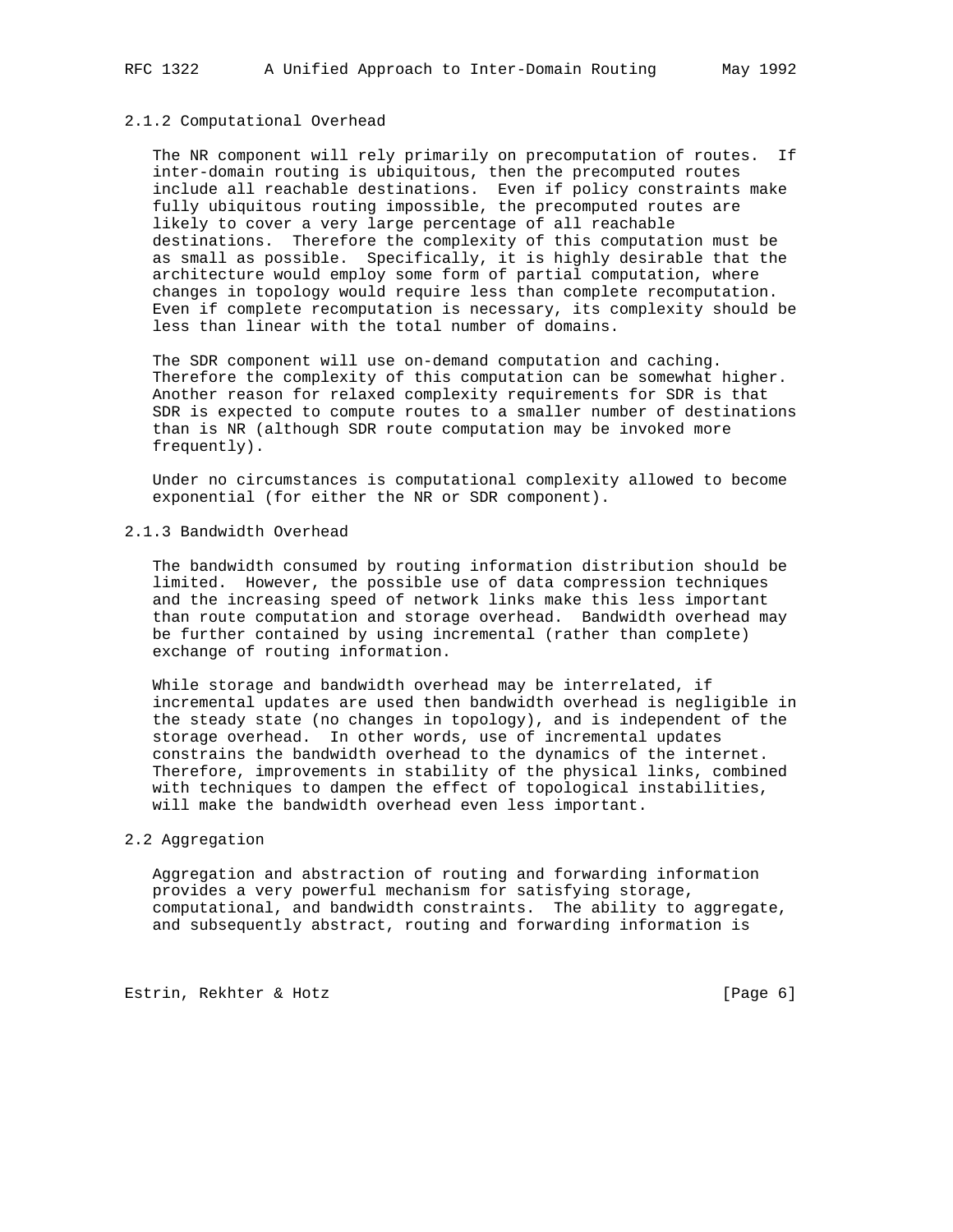### 2.1.2 Computational Overhead

The NR component will rely primarily on precomputation of routes. If inter-domain routing is ubiquitous, then the precomputed routes include all reachable destinations. Even if policy constraints make fully ubiquitous routing impossible, the precomputed routes are likely to cover a very large percentage of all reachable destinations. Therefore the complexity of this computation must be as small as possible. Specifically, it is highly desirable that the architecture would employ some form of partial computation, where changes in topology would require less than complete recomputation. Even if complete recomputation is necessary, its complexity should be less than linear with the total number of domains.

The SDR component will use on-demand computation and caching. Therefore the complexity of this computation can be somewhat higher. Another reason for relaxed complexity requirements for SDR is that SDR is expected to compute routes to a smaller number of destinations than is NR (although SDR route computation may be invoked more frequently).

Under no circumstances is computational complexity allowed to become exponential (for either the NR or SDR component).

### 2.1.3 Bandwidth Overhead

The bandwidth consumed by routing information distribution should be limited. However, the possible use of data compression techniques and the increasing speed of network links make this less important than route computation and storage overhead. Bandwidth overhead may be further contained by using incremental (rather than complete) exchange of routing information.

While storage and bandwidth overhead may be interrelated, if incremental updates are used then bandwidth overhead is negligible in the steady state (no changes in topology), and is independent of the storage overhead. In other words, use of incremental updates constrains the bandwidth overhead to the dynamics of the internet. Therefore, improvements in stability of the physical links, combined with techniques to dampen the effect of topological instabilities, will make the bandwidth overhead even less important.

## 2.2 Aggregation

Aggregation and abstraction of routing and forwarding information provides a very powerful mechanism for satisfying storage, computational, and bandwidth constraints. The ability to aggregate, and subsequently abstract, routing and forwarding information is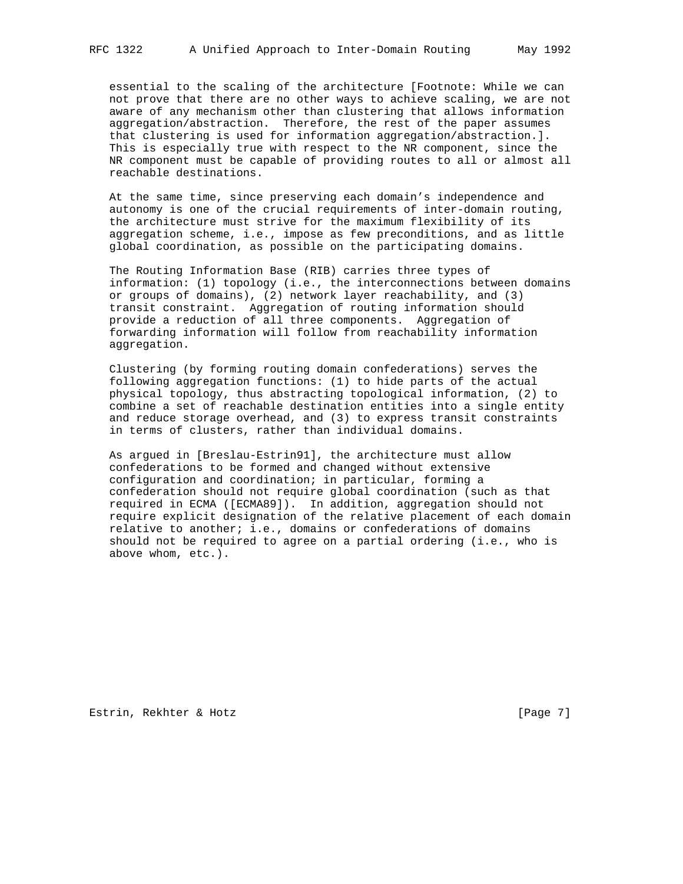essential to the scaling of the architecture [Footnote: While we can not prove that there are no other ways to achieve scaling, we are not aware of any mechanism other than clustering that allows information aggregation/abstraction. Therefore, the rest of the paper assumes that clustering is used for information aggregation/abstraction.]. This is especially true with respect to the NR component, since the NR component must be capable of providing routes to all or almost all reachable destinations.

At the same time, since preserving each domain's independence and autonomy is one of the crucial requirements of inter-domain routing, the architecture must strive for the maximum flexibility of its aggregation scheme, i.e., impose as few preconditions, and as little global coordination, as possible on the participating domains.

The Routing Information Base (RIB) carries three types of information: (1) topology (i.e., the interconnections between domains or groups of domains), (2) network layer reachability, and (3) transit constraint. Aggregation of routing information should provide a reduction of all three components. Aggregation of forwarding information will follow from reachability information aggregation.

Clustering (by forming routing domain confederations) serves the following aggregation functions: (1) to hide parts of the actual physical topology, thus abstracting topological information, (2) to combine a set of reachable destination entities into a single entity and reduce storage overhead, and (3) to express transit constraints in terms of clusters, rather than individual domains.

As argued in [Breslau-Estrin91], the architecture must allow confederations to be formed and changed without extensive configuration and coordination; in particular, forming a confederation should not require global coordination (such as that required in ECMA ([ECMA89]). In addition, aggregation should not require explicit designation of the relative placement of each domain relative to another; i.e., domains or confederations of domains should not be required to agree on a partial ordering (i.e., who is above whom, etc.).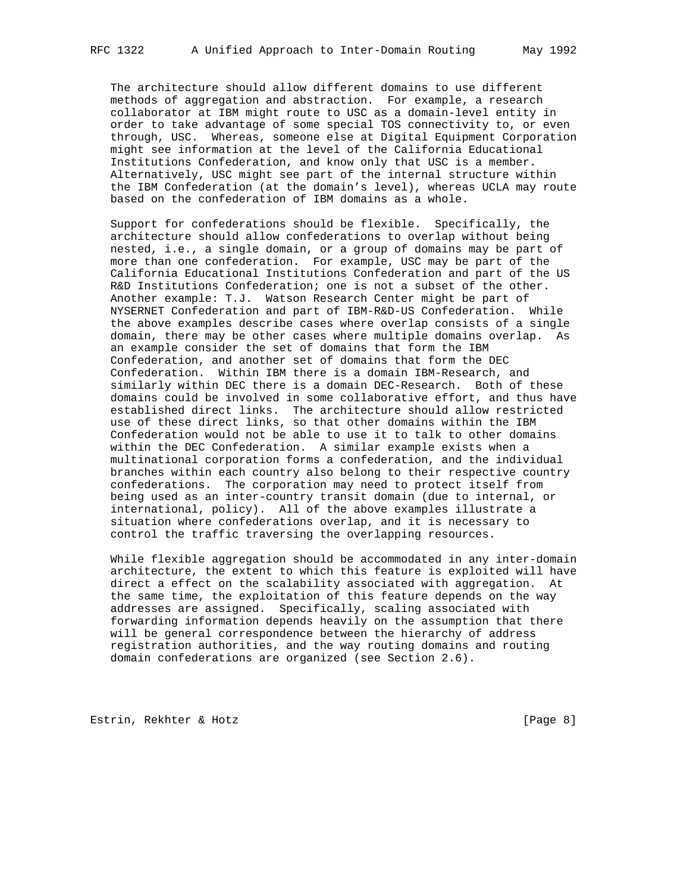The architecture should allow different domains to use different methods of aggregation and abstraction. For example, a research collaborator at IBM might route to USC as a domain-level entity in order to take advantage of some special TOS connectivity to, or even through, USC. Whereas, someone else at Digital Equipment Corporation might see information at the level of the California Educational Institutions Confederation, and know only that USC is a member. Alternatively, USC might see part of the internal structure within the IBM Confederation (at the domain's level), whereas UCLA may route based on the confederation of IBM domains as a whole.

Support for confederations should be flexible. Specifically, the architecture should allow confederations to overlap without being nested, i.e., a single domain, or a group of domains may be part of more than one confederation. For example, USC may be part of the California Educational Institutions Confederation and part of the US R&D Institutions Confederation; one is not a subset of the other. Another example: T.J. Watson Research Center might be part of NYSERNET Confederation and part of IBM-R&D-US Confederation. While the above examples describe cases where overlap consists of a single domain, there may be other cases where multiple domains overlap. As an example consider the set of domains that form the IBM Confederation, and another set of domains that form the DEC Confederation. Within IBM there is a domain IBM-Research, and similarly within DEC there is a domain DEC-Research. Both of these domains could be involved in some collaborative effort, and thus have established direct links. The architecture should allow restricted use of these direct links, so that other domains within the IBM Confederation would not be able to use it to talk to other domains within the DEC Confederation. A similar example exists when a multinational corporation forms a confederation, and the individual branches within each country also belong to their respective country confederations. The corporation may need to protect itself from being used as an inter-country transit domain (due to internal, or international, policy). All of the above examples illustrate a situation where confederations overlap, and it is necessary to control the traffic traversing the overlapping resources.

While flexible aggregation should be accommodated in any inter-domain architecture, the extent to which this feature is exploited will have direct a effect on the scalability associated with aggregation. At the same time, the exploitation of this feature depends on the way addresses are assigned. Specifically, scaling associated with forwarding information depends heavily on the assumption that there will be general correspondence between the hierarchy of address registration authorities, and the way routing domains and routing domain confederations are organized (see Section 2.6).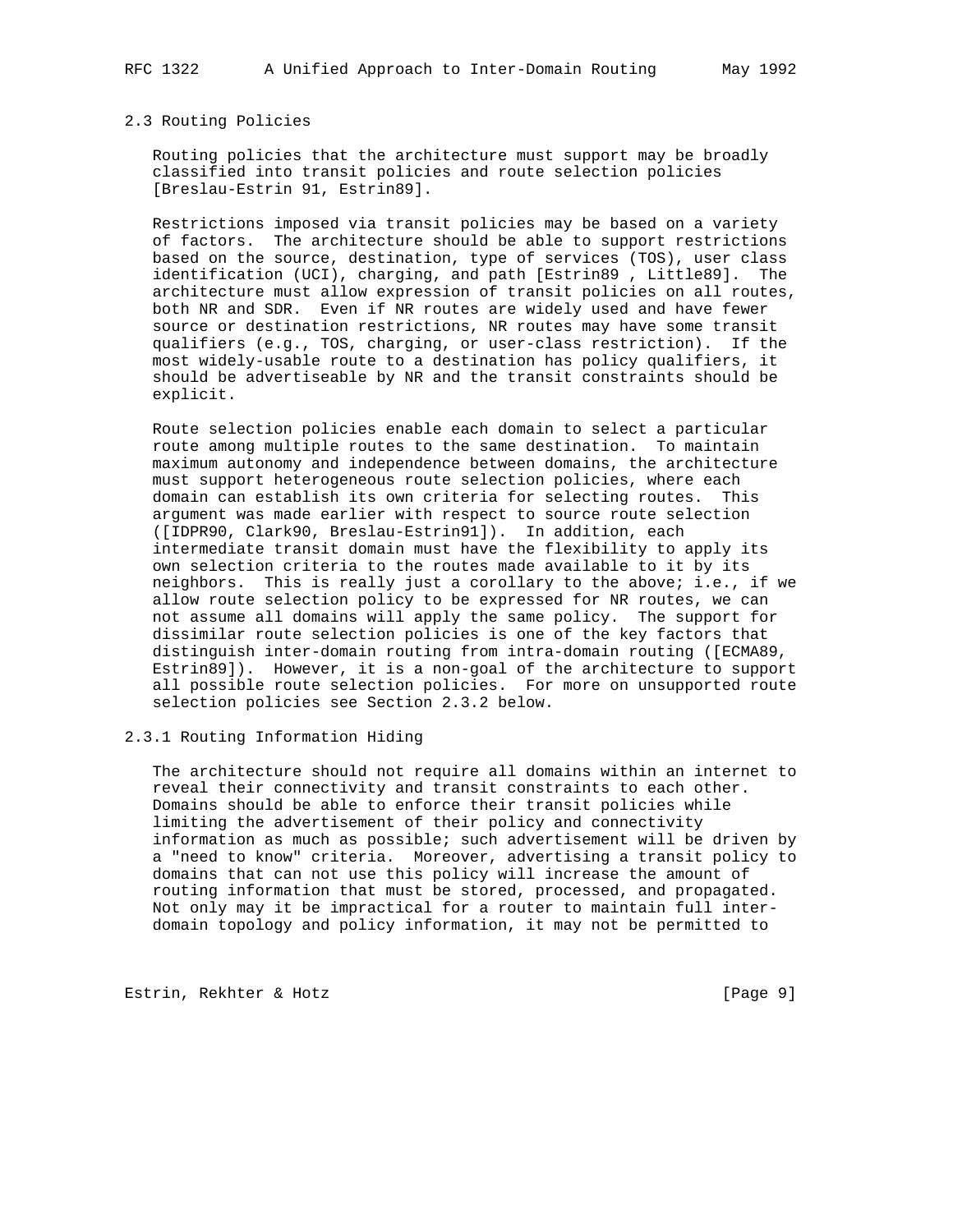## 2.3 Routing Policies

Routing policies that the architecture must support may be broadly classified into transit policies and route selection policies [Breslau-Estrin 91, Estrin89].

Restrictions imposed via transit policies may be based on a variety of factors. The architecture should be able to support restrictions based on the source, destination, type of services (TOS), user class identification (UCI), charging, and path [Estrin89 , Little89]. The architecture must allow expression of transit policies on all routes, both NR and SDR. Even if NR routes are widely used and have fewer source or destination restrictions, NR routes may have some transit qualifiers (e.g., TOS, charging, or user-class restriction). If the most widely-usable route to a destination has policy qualifiers, it should be advertiseable by NR and the transit constraints should be explicit.

Route selection policies enable each domain to select a particular route among multiple routes to the same destination. To maintain maximum autonomy and independence between domains, the architecture must support heterogeneous route selection policies, where each domain can establish its own criteria for selecting routes. This argument was made earlier with respect to source route selection ([IDPR90, Clark90, Breslau-Estrin91]). In addition, each intermediate transit domain must have the flexibility to apply its own selection criteria to the routes made available to it by its neighbors. This is really just a corollary to the above; i.e., if we allow route selection policy to be expressed for NR routes, we can not assume all domains will apply the same policy. The support for dissimilar route selection policies is one of the key factors that distinguish inter-domain routing from intra-domain routing ([ECMA89, Estrin89]). However, it is a non-goal of the architecture to support all possible route selection policies. For more on unsupported route selection policies see Section 2.3.2 below.

### 2.3.1 Routing Information Hiding

The architecture should not require all domains within an internet to reveal their connectivity and transit constraints to each other. Domains should be able to enforce their transit policies while limiting the advertisement of their policy and connectivity information as much as possible; such advertisement will be driven by a "need to know" criteria. Moreover, advertising a transit policy to domains that can not use this policy will increase the amount of routing information that must be stored, processed, and propagated. Not only may it be impractical for a router to maintain full inter-domain topology and policy information, it may not be permitted to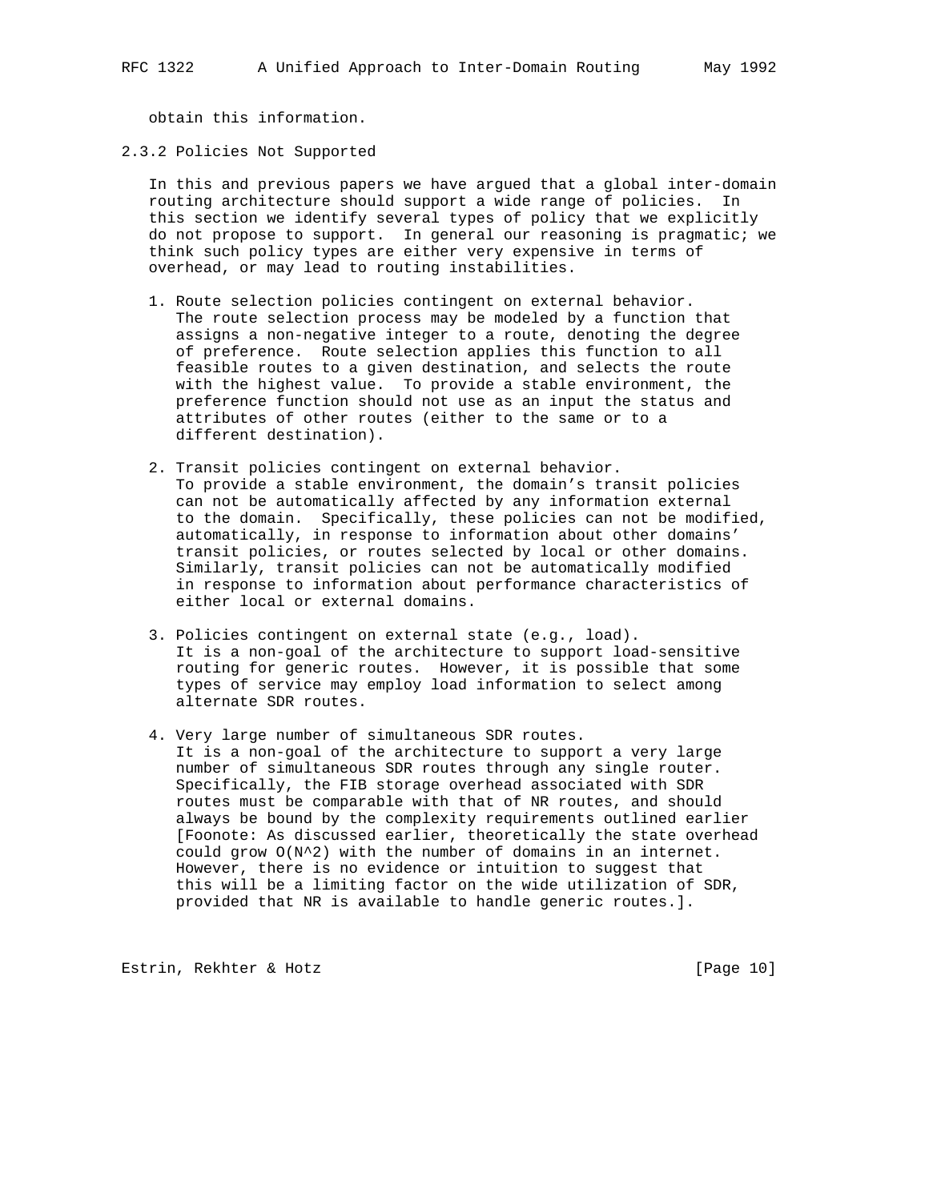obtain this information.

### 2.3.2 Policies Not Supported

In this and previous papers we have argued that a global inter-domain routing architecture should support a wide range of policies. In this section we identify several types of policy that we explicitly do not propose to support. In general our reasoning is pragmatic; we think such policy types are either very expensive in terms of overhead, or may lead to routing instabilities.

1. Route selection policies contingent on external behavior. The route selection process may be modeled by a function that assigns a non-negative integer to a route, denoting the degree of preference. Route selection applies this function to all feasible routes to a given destination, and selects the route with the highest value. To provide a stable environment, the preference function should not use as an input the status and attributes of other routes (either to the same or to a different destination).

2. Transit policies contingent on external behavior. To provide a stable environment, the domain's transit policies can not be automatically affected by any information external to the domain. Specifically, these policies can not be modified, automatically, in response to information about other domains' transit policies, or routes selected by local or other domains. Similarly, transit policies can not be automatically modified in response to information about performance characteristics of either local or external domains.

3. Policies contingent on external state (e.g., load). It is a non-goal of the architecture to support load-sensitive routing for generic routes. However, it is possible that some types of service may employ load information to select among alternate SDR routes.

4. Very large number of simultaneous SDR routes. It is a non-goal of the architecture to support a very large number of simultaneous SDR routes through any single router. Specifically, the FIB storage overhead associated with SDR routes must be comparable with that of NR routes, and should always be bound by the complexity requirements outlined earlier [Foonote: As discussed earlier, theoretically the state overhead could grow $O(N^2)$ with the number of domains in an internet. However, there is no evidence or intuition to suggest that this will be a limiting factor on the wide utilization of SDR, provided that NR is available to handle generic routes.].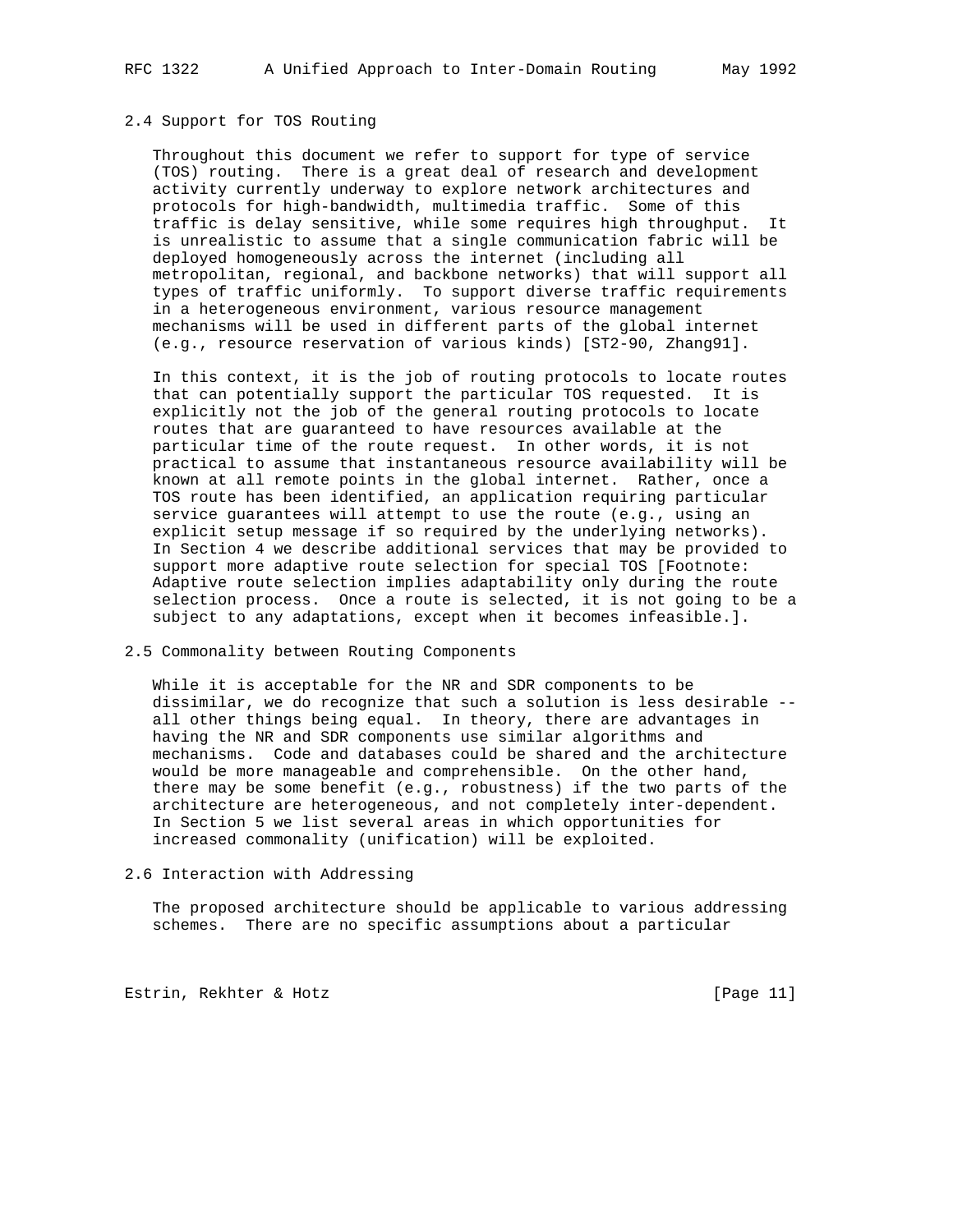## 2.4 Support for TOS Routing

Throughout this document we refer to support for type of service (TOS) routing. There is a great deal of research and development activity currently underway to explore network architectures and protocols for high-bandwidth, multimedia traffic. Some of this traffic is delay sensitive, while some requires high throughput. It is unrealistic to assume that a single communication fabric will be deployed homogeneously across the internet (including all metropolitan, regional, and backbone networks) that will support all types of traffic uniformly. To support diverse traffic requirements in a heterogeneous environment, various resource management mechanisms will be used in different parts of the global internet (e.g., resource reservation of various kinds) [ST2-90, Zhang91].

In this context, it is the job of routing protocols to locate routes that can potentially support the particular TOS requested. It is explicitly not the job of the general routing protocols to locate routes that are guaranteed to have resources available at the particular time of the route request. In other words, it is not practical to assume that instantaneous resource availability will be known at all remote points in the global internet. Rather, once a TOS route has been identified, an application requiring particular service guarantees will attempt to use the route (e.g., using an explicit setup message if so required by the underlying networks). In Section 4 we describe additional services that may be provided to support more adaptive route selection for special TOS [Footnote: Adaptive route selection implies adaptability only during the route selection process. Once a route is selected, it is not going to be a subject to any adaptations, except when it becomes infeasible.].

## 2.5 Commonality between Routing Components

While it is acceptable for the NR and SDR components to be dissimilar, we do recognize that such a solution is less desirable -- all other things being equal. In theory, there are advantages in having the NR and SDR components use similar algorithms and mechanisms. Code and databases could be shared and the architecture would be more manageable and comprehensible. On the other hand, there may be some benefit (e.g., robustness) if the two parts of the architecture are heterogeneous, and not completely inter-dependent. In Section 5 we list several areas in which opportunities for increased commonality (unification) will be exploited.

## 2.6 Interaction with Addressing

The proposed architecture should be applicable to various addressing schemes. There are no specific assumptions about a particular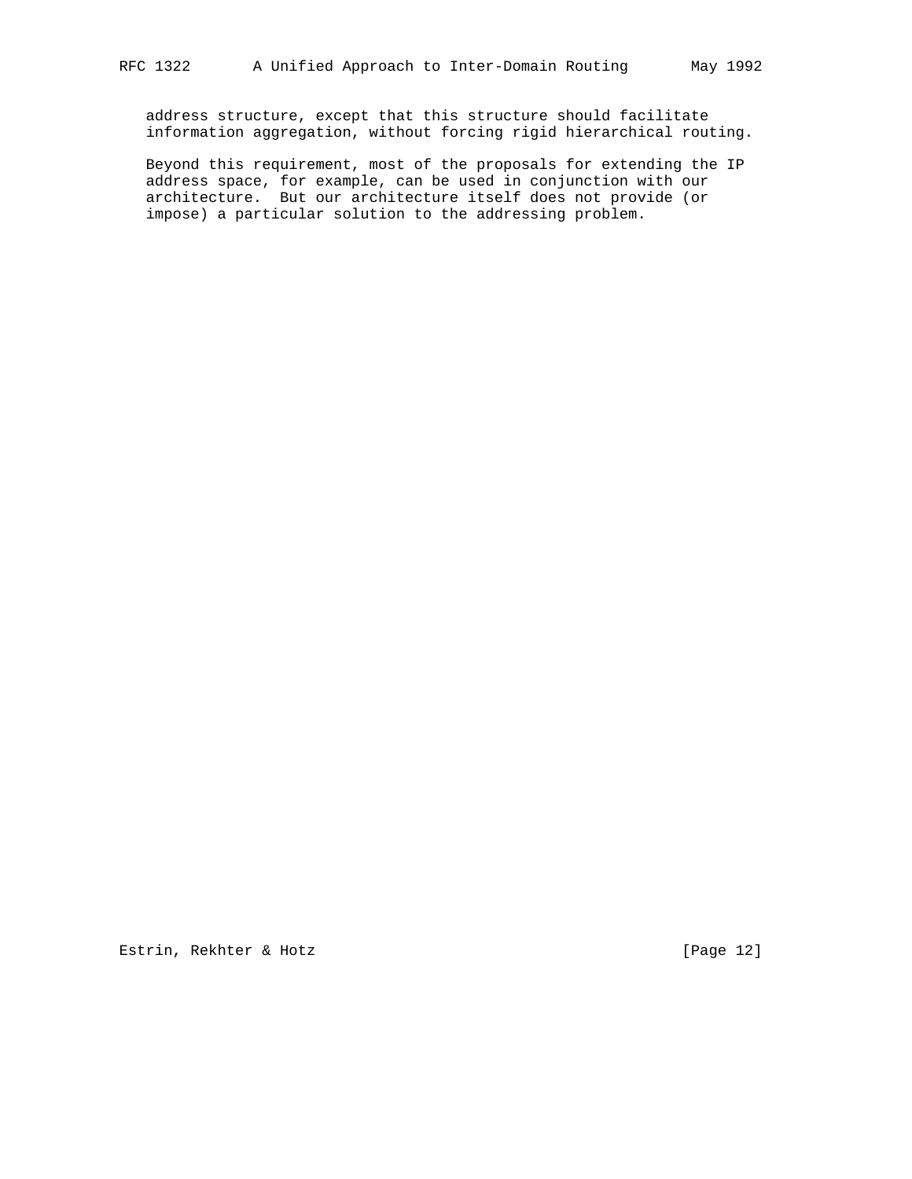address structure, except that this structure should facilitate information aggregation, without forcing rigid hierarchical routing.

Beyond this requirement, most of the proposals for extending the IP address space, for example, can be used in conjunction with our architecture. But our architecture itself does not provide (or impose) a particular solution to the addressing problem.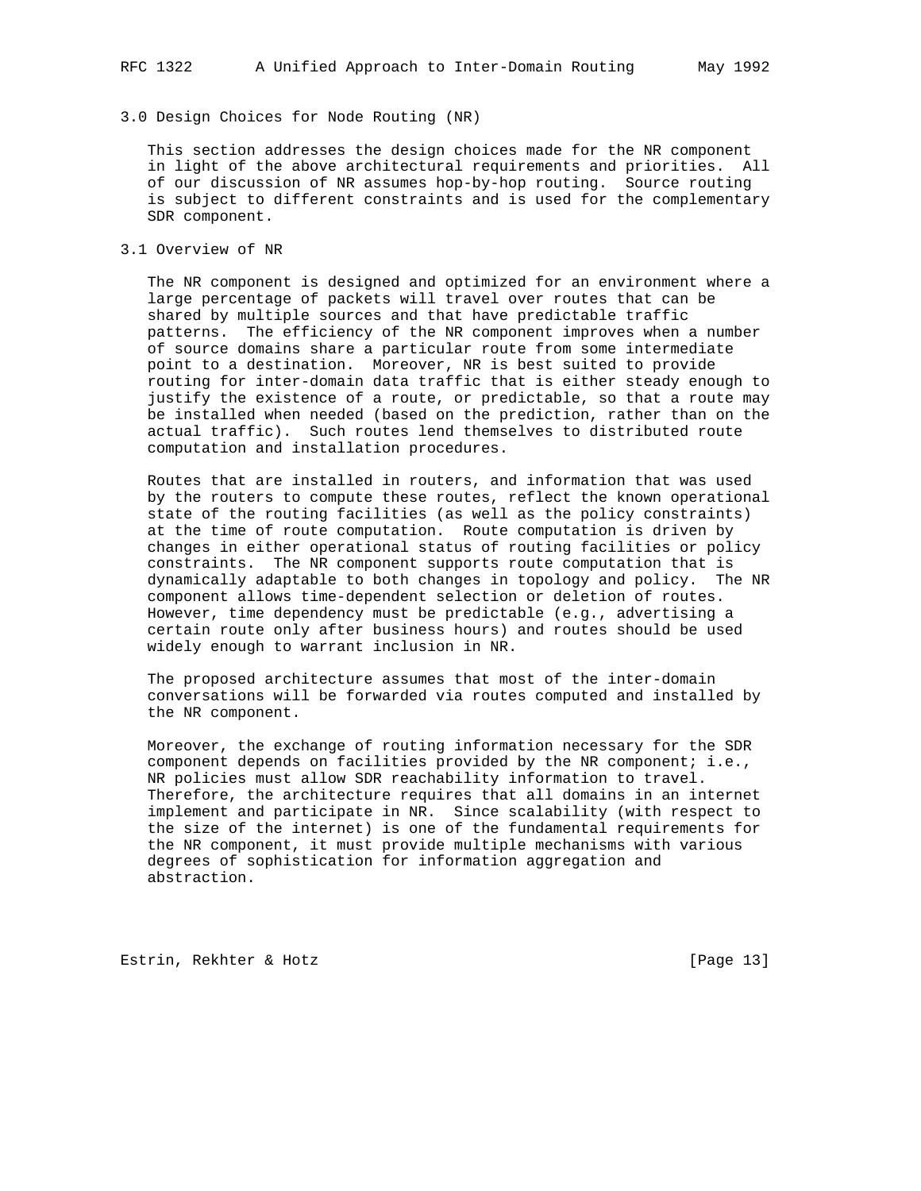## 3.0 Design Choices for Node Routing (NR)

This section addresses the design choices made for the NR component in light of the above architectural requirements and priorities. All of our discussion of NR assumes hop-by-hop routing. Source routing is subject to different constraints and is used for the complementary SDR component.

### 3.1 Overview of NR

The NR component is designed and optimized for an environment where a large percentage of packets will travel over routes that can be shared by multiple sources and that have predictable traffic patterns. The efficiency of the NR component improves when a number of source domains share a particular route from some intermediate point to a destination. Moreover, NR is best suited to provide routing for inter-domain data traffic that is either steady enough to justify the existence of a route, or predictable, so that a route may be installed when needed (based on the prediction, rather than on the actual traffic). Such routes lend themselves to distributed route computation and installation procedures.

Routes that are installed in routers, and information that was used by the routers to compute these routes, reflect the known operational state of the routing facilities (as well as the policy constraints) at the time of route computation. Route computation is driven by changes in either operational status of routing facilities or policy constraints. The NR component supports route computation that is dynamically adaptable to both changes in topology and policy. The NR component allows time-dependent selection or deletion of routes. However, time dependency must be predictable (e.g., advertising a certain route only after business hours) and routes should be used widely enough to warrant inclusion in NR.

The proposed architecture assumes that most of the inter-domain conversations will be forwarded via routes computed and installed by the NR component.

Moreover, the exchange of routing information necessary for the SDR component depends on facilities provided by the NR component; i.e., NR policies must allow SDR reachability information to travel. Therefore, the architecture requires that all domains in an internet implement and participate in NR. Since scalability (with respect to the size of the internet) is one of the fundamental requirements for the NR component, it must provide multiple mechanisms with various degrees of sophistication for information aggregation and abstraction.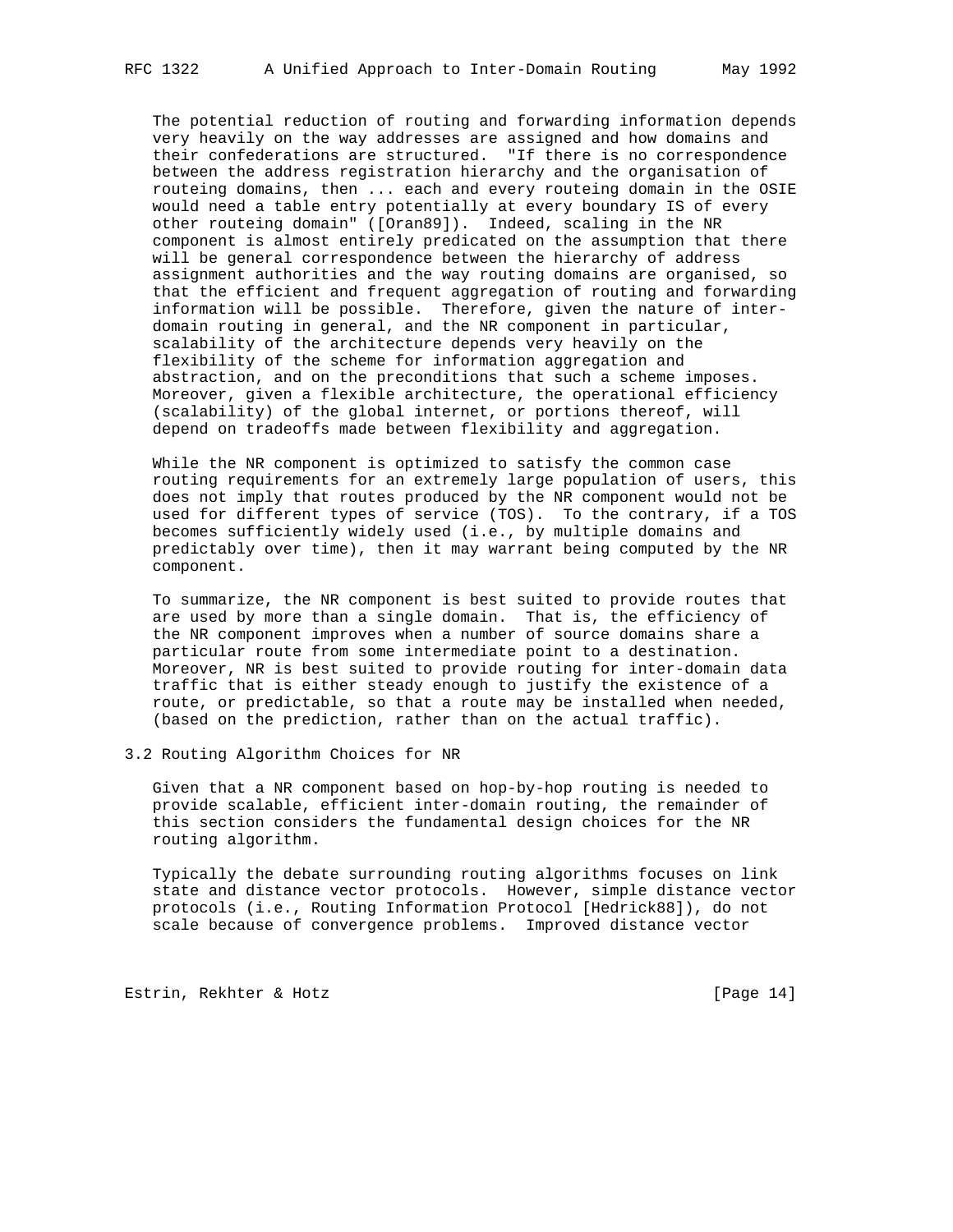The potential reduction of routing and forwarding information depends very heavily on the way addresses are assigned and how domains and their confederations are structured. "If there is no correspondence between the address registration hierarchy and the organisation of routeing domains, then ... each and every routeing domain in the OSIE would need a table entry potentially at every boundary IS of every other routeing domain" ([Oran89]). Indeed, scaling in the NR component is almost entirely predicated on the assumption that there will be general correspondence between the hierarchy of address assignment authorities and the way routing domains are organised, so that the efficient and frequent aggregation of routing and forwarding information will be possible. Therefore, given the nature of inter-domain routing in general, and the NR component in particular, scalability of the architecture depends very heavily on the flexibility of the scheme for information aggregation and abstraction, and on the preconditions that such a scheme imposes. Moreover, given a flexible architecture, the operational efficiency (scalability) of the global internet, or portions thereof, will depend on tradeoffs made between flexibility and aggregation.

While the NR component is optimized to satisfy the common case routing requirements for an extremely large population of users, this does not imply that routes produced by the NR component would not be used for different types of service (TOS). To the contrary, if a TOS becomes sufficiently widely used (i.e., by multiple domains and predictably over time), then it may warrant being computed by the NR component.

To summarize, the NR component is best suited to provide routes that are used by more than a single domain. That is, the efficiency of the NR component improves when a number of source domains share a particular route from some intermediate point to a destination. Moreover, NR is best suited to provide routing for inter-domain data traffic that is either steady enough to justify the existence of a route, or predictable, so that a route may be installed when needed, (based on the prediction, rather than on the actual traffic).

## 3.2 Routing Algorithm Choices for NR

Given that a NR component based on hop-by-hop routing is needed to provide scalable, efficient inter-domain routing, the remainder of this section considers the fundamental design choices for the NR routing algorithm.

Typically the debate surrounding routing algorithms focuses on link state and distance vector protocols. However, simple distance vector protocols (i.e., Routing Information Protocol [Hedrick88]), do not scale because of convergence problems. Improved distance vector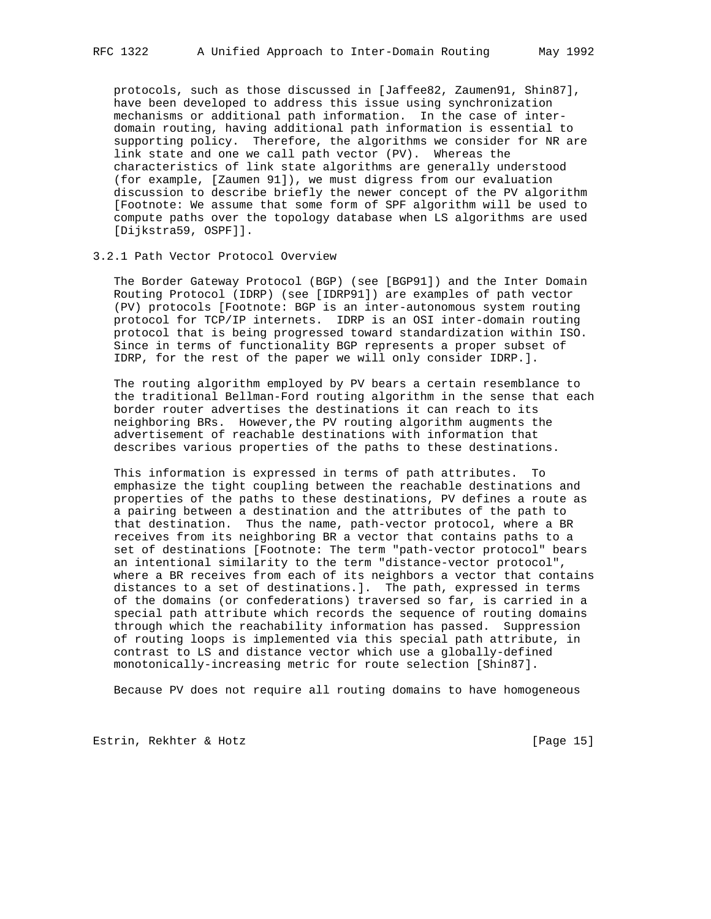protocols, such as those discussed in [Jaffee82, Zaumen91, Shin87], have been developed to address this issue using synchronization mechanisms or additional path information. In the case of inter-domain routing, having additional path information is essential to supporting policy. Therefore, the algorithms we consider for NR are link state and one we call path vector (PV). Whereas the characteristics of link state algorithms are generally understood (for example, [Zaumen 91]), we must digress from our evaluation discussion to describe briefly the newer concept of the PV algorithm [Footnote: We assume that some form of SPF algorithm will be used to compute paths over the topology database when LS algorithms are used [Dijkstra59, OSPF]].

### 3.2.1 Path Vector Protocol Overview

The Border Gateway Protocol (BGP) (see [BGP91]) and the Inter Domain Routing Protocol (IDRP) (see [IDRP91]) are examples of path vector (PV) protocols [Footnote: BGP is an inter-autonomous system routing protocol for TCP/IP internets. IDRP is an OSI inter-domain routing protocol that is being progressed toward standardization within ISO. Since in terms of functionality BGP represents a proper subset of IDRP, for the rest of the paper we will only consider IDRP.].

The routing algorithm employed by PV bears a certain resemblance to the traditional Bellman-Ford routing algorithm in the sense that each border router advertises the destinations it can reach to its neighboring BRs. However,the PV routing algorithm augments the advertisement of reachable destinations with information that describes various properties of the paths to these destinations.

This information is expressed in terms of path attributes. To emphasize the tight coupling between the reachable destinations and properties of the paths to these destinations, PV defines a route as a pairing between a destination and the attributes of the path to that destination. Thus the name, path-vector protocol, where a BR receives from its neighboring BR a vector that contains paths to a set of destinations [Footnote: The term "path-vector protocol" bears an intentional similarity to the term "distance-vector protocol", where a BR receives from each of its neighbors a vector that contains distances to a set of destinations.]. The path, expressed in terms of the domains (or confederations) traversed so far, is carried in a special path attribute which records the sequence of routing domains through which the reachability information has passed. Suppression of routing loops is implemented via this special path attribute, in contrast to LS and distance vector which use a globally-defined monotonically-increasing metric for route selection [Shin87].

Because PV does not require all routing domains to have homogeneous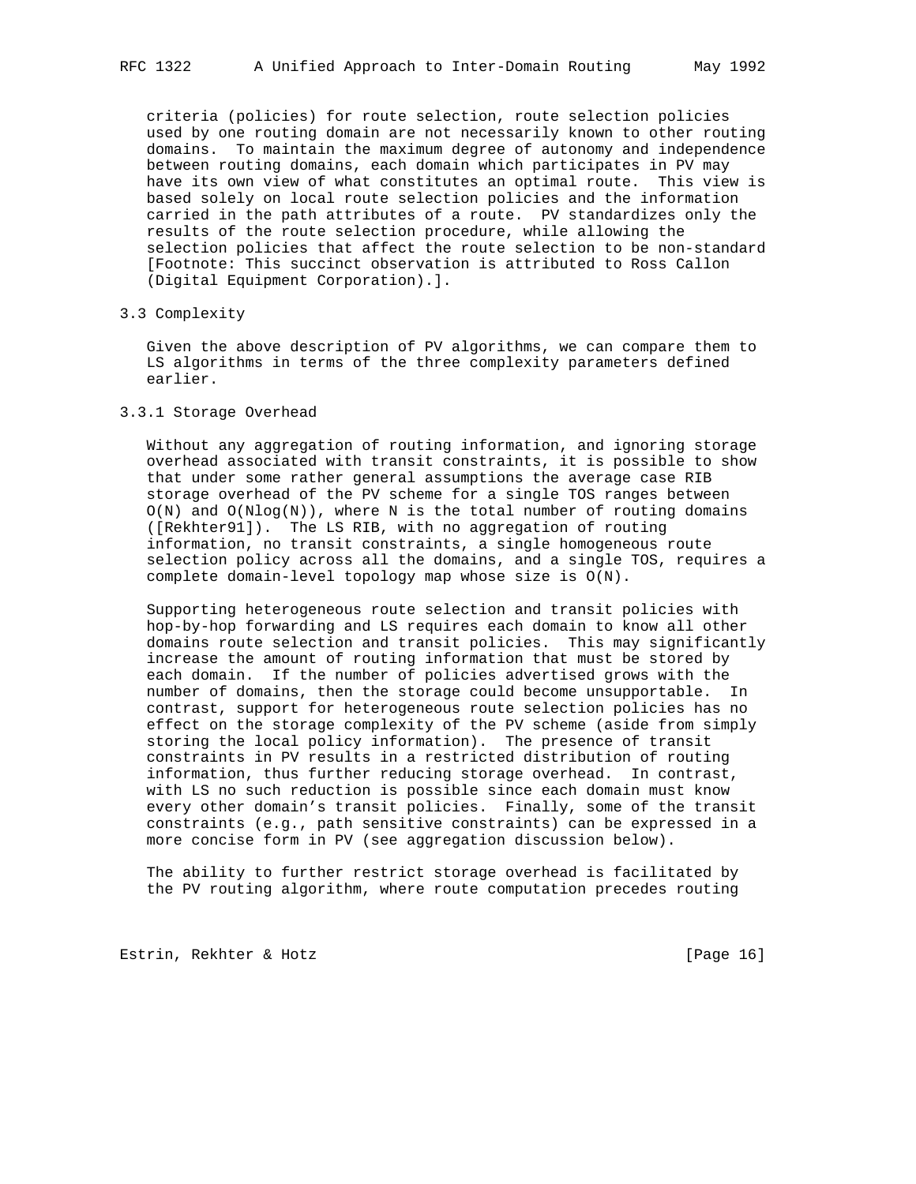criteria (policies) for route selection, route selection policies used by one routing domain are not necessarily known to other routing domains. To maintain the maximum degree of autonomy and independence between routing domains, each domain which participates in PV may have its own view of what constitutes an optimal route. This view is based solely on local route selection policies and the information carried in the path attributes of a route. PV standardizes only the results of the route selection procedure, while allowing the selection policies that affect the route selection to be non-standard [Footnote: This succinct observation is attributed to Ross Callon (Digital Equipment Corporation).].

### 3.3 Complexity

Given the above description of PV algorithms, we can compare them to LS algorithms in terms of the three complexity parameters defined earlier.

#### 3.3.1 Storage Overhead

Without any aggregation of routing information, and ignoring storage overhead associated with transit constraints, it is possible to show that under some rather general assumptions the average case RIB storage overhead of the PV scheme for a single TOS ranges between $O(N)$ and $O(N\log(N))$, where N is the total number of routing domains ([Rekhter91]). The LS RIB, with no aggregation of routing information, no transit constraints, a single homogeneous route selection policy across all the domains, and a single TOS, requires a complete domain-level topology map whose size is $O(N)$.

Supporting heterogeneous route selection and transit policies with hop-by-hop forwarding and LS requires each domain to know all other domains route selection and transit policies. This may significantly increase the amount of routing information that must be stored by each domain. If the number of policies advertised grows with the number of domains, then the storage could become unsupportable. In contrast, support for heterogeneous route selection policies has no effect on the storage complexity of the PV scheme (aside from simply storing the local policy information). The presence of transit constraints in PV results in a restricted distribution of routing information, thus further reducing storage overhead. In contrast, with LS no such reduction is possible since each domain must know every other domain's transit policies. Finally, some of the transit constraints (e.g., path sensitive constraints) can be expressed in a more concise form in PV (see aggregation discussion below).

The ability to further restrict storage overhead is facilitated by the PV routing algorithm, where route computation precedes routing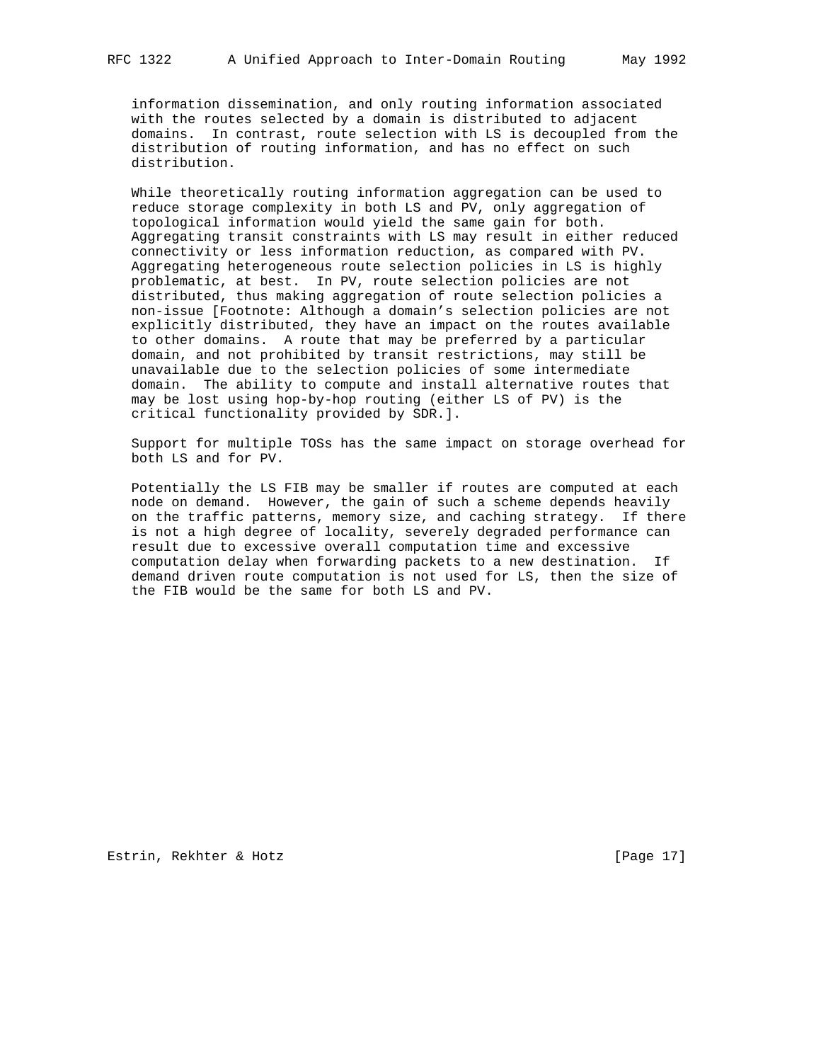information dissemination, and only routing information associated with the routes selected by a domain is distributed to adjacent domains. In contrast, route selection with LS is decoupled from the distribution of routing information, and has no effect on such distribution.

While theoretically routing information aggregation can be used to reduce storage complexity in both LS and PV, only aggregation of topological information would yield the same gain for both. Aggregating transit constraints with LS may result in either reduced connectivity or less information reduction, as compared with PV. Aggregating heterogeneous route selection policies in LS is highly problematic, at best. In PV, route selection policies are not distributed, thus making aggregation of route selection policies a non-issue [Footnote: Although a domain's selection policies are not explicitly distributed, they have an impact on the routes available to other domains. A route that may be preferred by a particular domain, and not prohibited by transit restrictions, may still be unavailable due to the selection policies of some intermediate domain. The ability to compute and install alternative routes that may be lost using hop-by-hop routing (either LS of PV) is the critical functionality provided by SDR.].

Support for multiple TOSs has the same impact on storage overhead for both LS and for PV.

Potentially the LS FIB may be smaller if routes are computed at each node on demand. However, the gain of such a scheme depends heavily on the traffic patterns, memory size, and caching strategy. If there is not a high degree of locality, severely degraded performance can result due to excessive overall computation time and excessive computation delay when forwarding packets to a new destination. If demand driven route computation is not used for LS, then the size of the FIB would be the same for both LS and PV.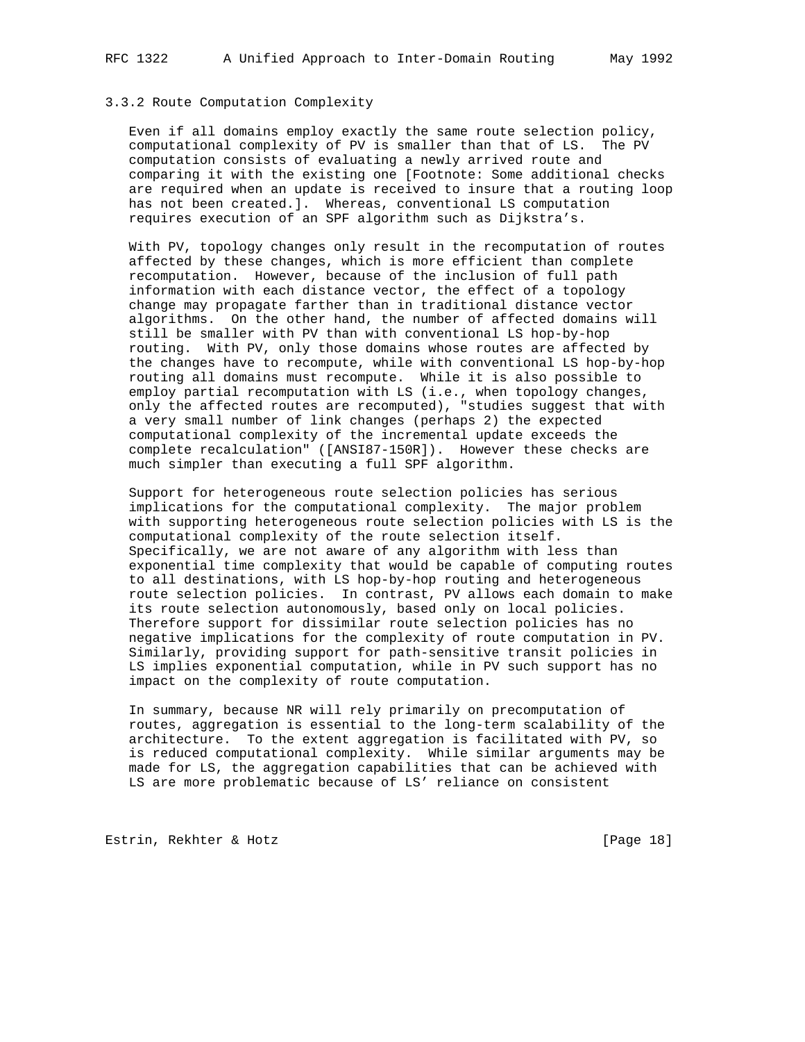### 3.3.2 Route Computation Complexity

Even if all domains employ exactly the same route selection policy, computational complexity of PV is smaller than that of LS. The PV computation consists of evaluating a newly arrived route and comparing it with the existing one [Footnote: Some additional checks are required when an update is received to insure that a routing loop has not been created.]. Whereas, conventional LS computation requires execution of an SPF algorithm such as Dijkstra's.

With PV, topology changes only result in the recomputation of routes affected by these changes, which is more efficient than complete recomputation. However, because of the inclusion of full path information with each distance vector, the effect of a topology change may propagate farther than in traditional distance vector algorithms. On the other hand, the number of affected domains will still be smaller with PV than with conventional LS hop-by-hop routing. With PV, only those domains whose routes are affected by the changes have to recompute, while with conventional LS hop-by-hop routing all domains must recompute. While it is also possible to employ partial recomputation with LS (i.e., when topology changes, only the affected routes are recomputed), "studies suggest that with a very small number of link changes (perhaps 2) the expected computational complexity of the incremental update exceeds the complete recalculation" ([ANSI87-150R]). However these checks are much simpler than executing a full SPF algorithm.

Support for heterogeneous route selection policies has serious implications for the computational complexity. The major problem with supporting heterogeneous route selection policies with LS is the computational complexity of the route selection itself. Specifically, we are not aware of any algorithm with less than exponential time complexity that would be capable of computing routes to all destinations, with LS hop-by-hop routing and heterogeneous route selection policies. In contrast, PV allows each domain to make its route selection autonomously, based only on local policies. Therefore support for dissimilar route selection policies has no negative implications for the complexity of route computation in PV. Similarly, providing support for path-sensitive transit policies in LS implies exponential computation, while in PV such support has no impact on the complexity of route computation.

In summary, because NR will rely primarily on precomputation of routes, aggregation is essential to the long-term scalability of the architecture. To the extent aggregation is facilitated with PV, so is reduced computational complexity. While similar arguments may be made for LS, the aggregation capabilities that can be achieved with LS are more problematic because of LS' reliance on consistent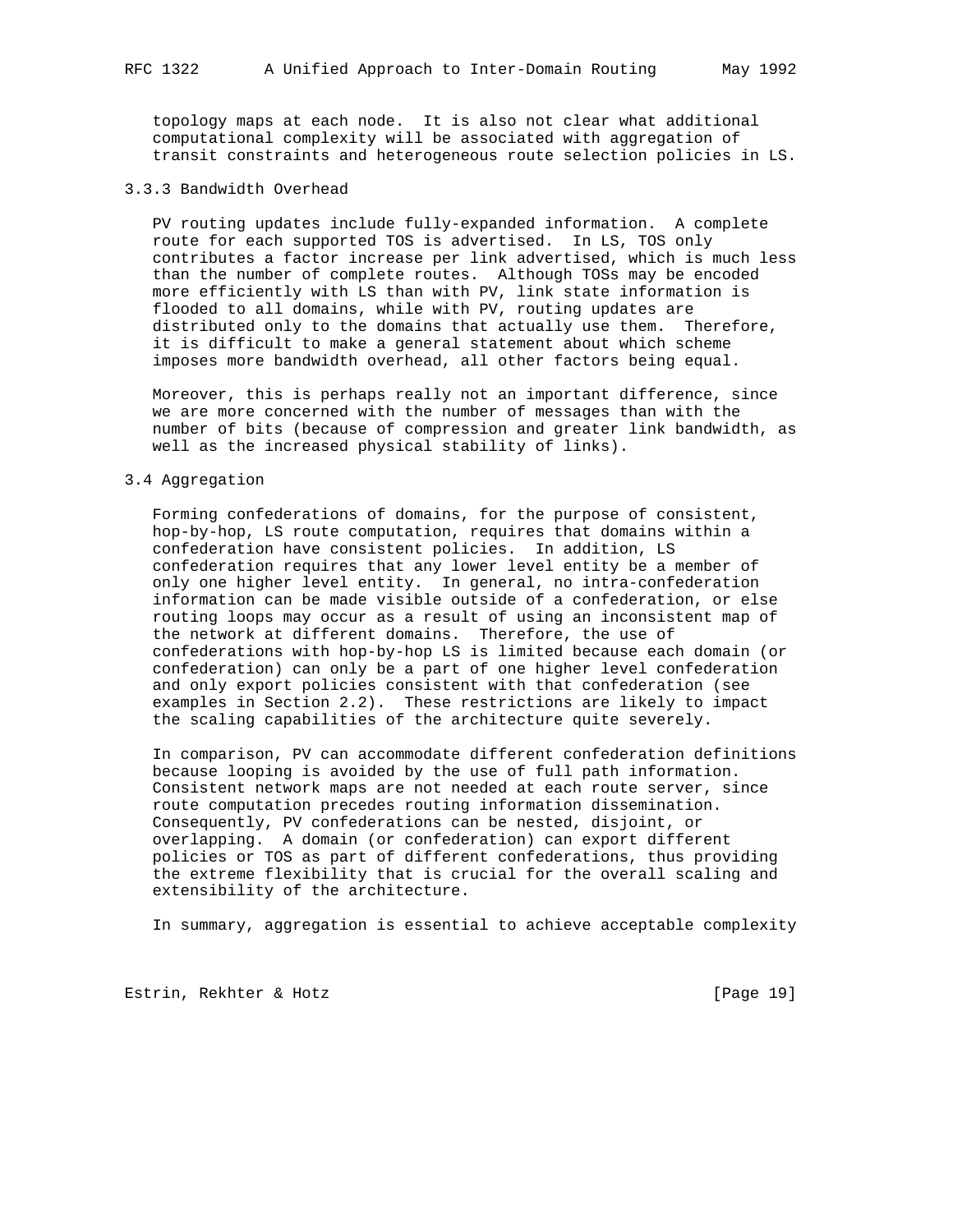topology maps at each node. It is also not clear what additional computational complexity will be associated with aggregation of transit constraints and heterogeneous route selection policies in LS.

### 3.3.3 Bandwidth Overhead

PV routing updates include fully-expanded information. A complete route for each supported TOS is advertised. In LS, TOS only contributes a factor increase per link advertised, which is much less than the number of complete routes. Although TOSs may be encoded more efficiently with LS than with PV, link state information is flooded to all domains, while with PV, routing updates are distributed only to the domains that actually use them. Therefore, it is difficult to make a general statement about which scheme imposes more bandwidth overhead, all other factors being equal.

Moreover, this is perhaps really not an important difference, since we are more concerned with the number of messages than with the number of bits (because of compression and greater link bandwidth, as well as the increased physical stability of links).

## 3.4 Aggregation

Forming confederations of domains, for the purpose of consistent, hop-by-hop, LS route computation, requires that domains within a confederation have consistent policies. In addition, LS confederation requires that any lower level entity be a member of only one higher level entity. In general, no intra-confederation information can be made visible outside of a confederation, or else routing loops may occur as a result of using an inconsistent map of the network at different domains. Therefore, the use of confederations with hop-by-hop LS is limited because each domain (or confederation) can only be a part of one higher level confederation and only export policies consistent with that confederation (see examples in Section 2.2). These restrictions are likely to impact the scaling capabilities of the architecture quite severely.

In comparison, PV can accommodate different confederation definitions because looping is avoided by the use of full path information. Consistent network maps are not needed at each route server, since route computation precedes routing information dissemination. Consequently, PV confederations can be nested, disjoint, or overlapping. A domain (or confederation) can export different policies or TOS as part of different confederations, thus providing the extreme flexibility that is crucial for the overall scaling and extensibility of the architecture.

In summary, aggregation is essential to achieve acceptable complexity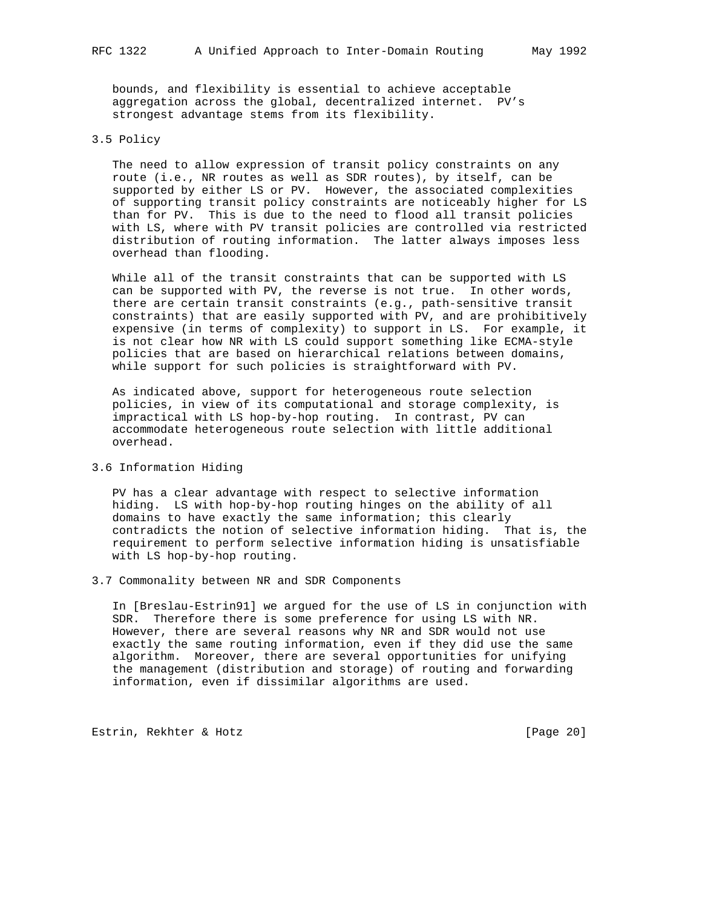bounds, and flexibility is essential to achieve acceptable aggregation across the global, decentralized internet. PV's strongest advantage stems from its flexibility.

### 3.5 Policy

The need to allow expression of transit policy constraints on any route (i.e., NR routes as well as SDR routes), by itself, can be supported by either LS or PV. However, the associated complexities of supporting transit policy constraints are noticeably higher for LS than for PV. This is due to the need to flood all transit policies with LS, where with PV transit policies are controlled via restricted distribution of routing information. The latter always imposes less overhead than flooding.

While all of the transit constraints that can be supported with LS can be supported with PV, the reverse is not true. In other words, there are certain transit constraints (e.g., path-sensitive transit constraints) that are easily supported with PV, and are prohibitively expensive (in terms of complexity) to support in LS. For example, it is not clear how NR with LS could support something like ECMA-style policies that are based on hierarchical relations between domains, while support for such policies is straightforward with PV.

As indicated above, support for heterogeneous route selection policies, in view of its computational and storage complexity, is impractical with LS hop-by-hop routing. In contrast, PV can accommodate heterogeneous route selection with little additional overhead.

### 3.6 Information Hiding

PV has a clear advantage with respect to selective information hiding. LS with hop-by-hop routing hinges on the ability of all domains to have exactly the same information; this clearly contradicts the notion of selective information hiding. That is, the requirement to perform selective information hiding is unsatisfiable with LS hop-by-hop routing.

### 3.7 Commonality between NR and SDR Components

In [Breslau-Estrin91] we argued for the use of LS in conjunction with SDR. Therefore there is some preference for using LS with NR. However, there are several reasons why NR and SDR would not use exactly the same routing information, even if they did use the same algorithm. Moreover, there are several opportunities for unifying the management (distribution and storage) of routing and forwarding information, even if dissimilar algorithms are used.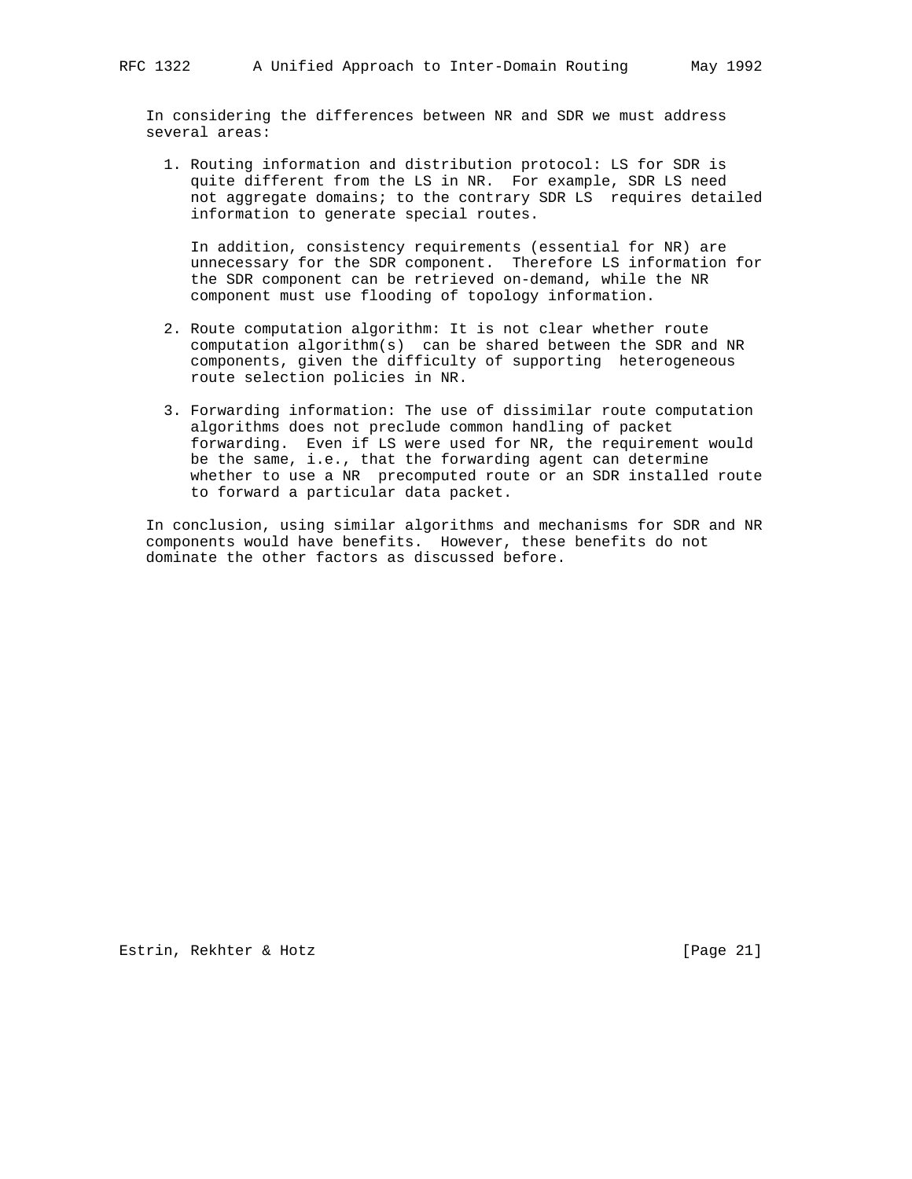In considering the differences between NR and SDR we must address several areas:

1. Routing information and distribution protocol: LS for SDR is quite different from the LS in NR. For example, SDR LS need not aggregate domains; to the contrary SDR LS requires detailed information to generate special routes.

   In addition, consistency requirements (essential for NR) are unnecessary for the SDR component. Therefore LS information for the SDR component can be retrieved on-demand, while the NR component must use flooding of topology information.

2. Route computation algorithm: It is not clear whether route computation algorithm(s) can be shared between the SDR and NR components, given the difficulty of supporting heterogeneous route selection policies in NR.

3. Forwarding information: The use of dissimilar route computation algorithms does not preclude common handling of packet forwarding. Even if LS were used for NR, the requirement would be the same, i.e., that the forwarding agent can determine whether to use a NR precomputed route or an SDR installed route to forward a particular data packet.

In conclusion, using similar algorithms and mechanisms for SDR and NR components would have benefits. However, these benefits do not dominate the other factors as discussed before.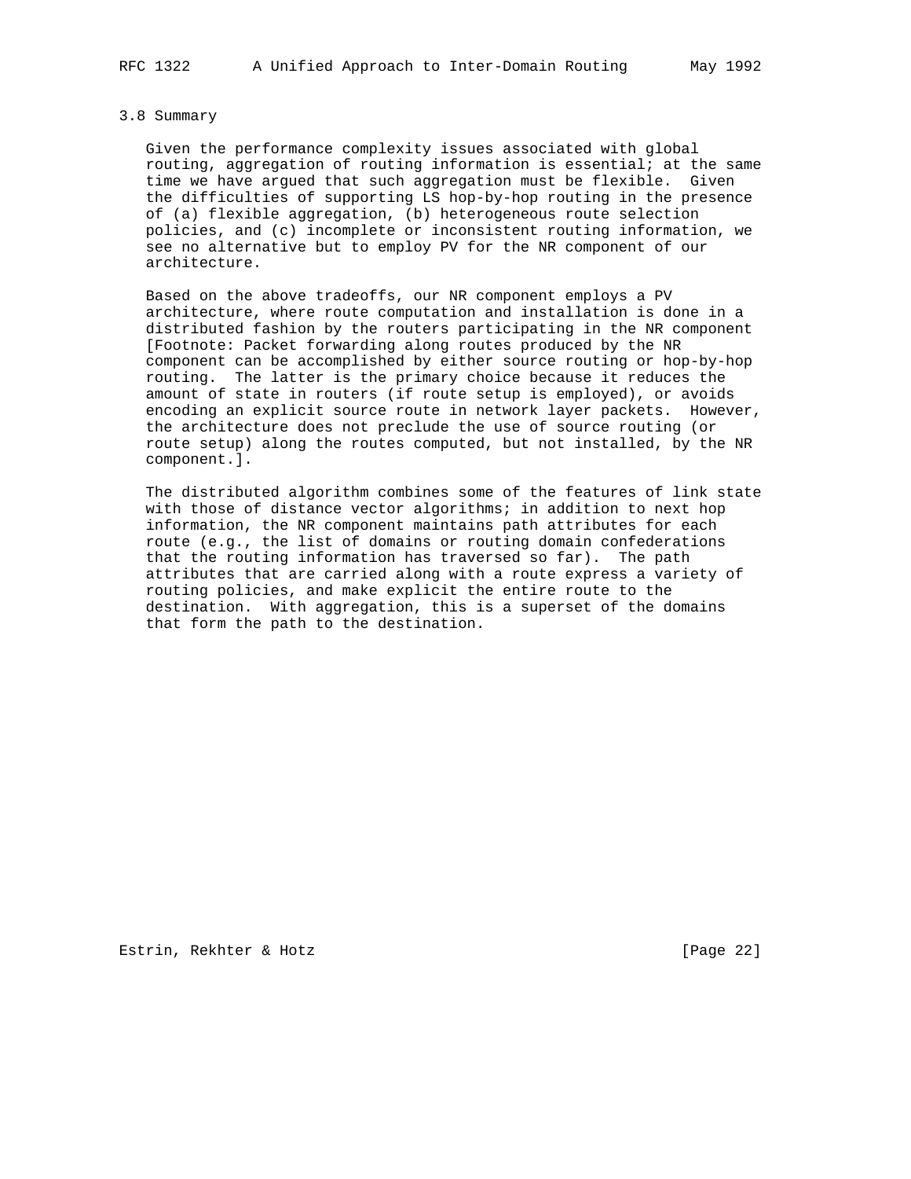### 3.8 Summary

Given the performance complexity issues associated with global routing, aggregation of routing information is essential; at the same time we have argued that such aggregation must be flexible. Given the difficulties of supporting LS hop-by-hop routing in the presence of (a) flexible aggregation, (b) heterogeneous route selection policies, and (c) incomplete or inconsistent routing information, we see no alternative but to employ PV for the NR component of our architecture.

Based on the above tradeoffs, our NR component employs a PV architecture, where route computation and installation is done in a distributed fashion by the routers participating in the NR component [Footnote: Packet forwarding along routes produced by the NR component can be accomplished by either source routing or hop-by-hop routing. The latter is the primary choice because it reduces the amount of state in routers (if route setup is employed), or avoids encoding an explicit source route in network layer packets. However, the architecture does not preclude the use of source routing (or route setup) along the routes computed, but not installed, by the NR component.].

The distributed algorithm combines some of the features of link state with those of distance vector algorithms; in addition to next hop information, the NR component maintains path attributes for each route (e.g., the list of domains or routing domain confederations that the routing information has traversed so far). The path attributes that are carried along with a route express a variety of routing policies, and make explicit the entire route to the destination. With aggregation, this is a superset of the domains that form the path to the destination.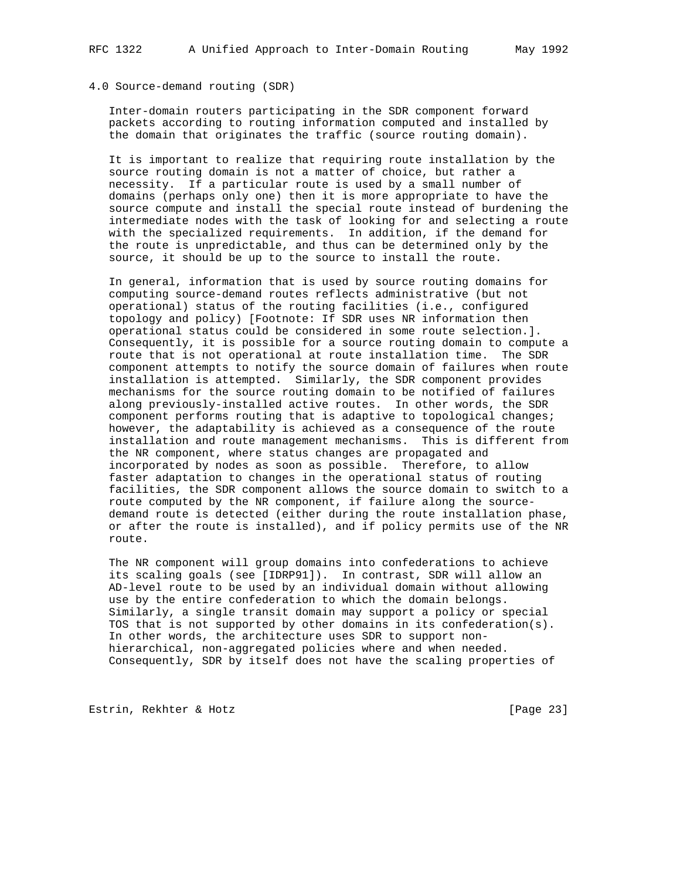## 4.0 Source-demand routing (SDR)

Inter-domain routers participating in the SDR component forward packets according to routing information computed and installed by the domain that originates the traffic (source routing domain).

It is important to realize that requiring route installation by the source routing domain is not a matter of choice, but rather a necessity. If a particular route is used by a small number of domains (perhaps only one) then it is more appropriate to have the source compute and install the special route instead of burdening the intermediate nodes with the task of looking for and selecting a route with the specialized requirements. In addition, if the demand for the route is unpredictable, and thus can be determined only by the source, it should be up to the source to install the route.

In general, information that is used by source routing domains for computing source-demand routes reflects administrative (but not operational) status of the routing facilities (i.e., configured topology and policy) [Footnote: If SDR uses NR information then operational status could be considered in some route selection.]. Consequently, it is possible for a source routing domain to compute a route that is not operational at route installation time. The SDR component attempts to notify the source domain of failures when route installation is attempted. Similarly, the SDR component provides mechanisms for the source routing domain to be notified of failures along previously-installed active routes. In other words, the SDR component performs routing that is adaptive to topological changes; however, the adaptability is achieved as a consequence of the route installation and route management mechanisms. This is different from the NR component, where status changes are propagated and incorporated by nodes as soon as possible. Therefore, to allow faster adaptation to changes in the operational status of routing facilities, the SDR component allows the source domain to switch to a route computed by the NR component, if failure along the source-demand route is detected (either during the route installation phase, or after the route is installed), and if policy permits use of the NR route.

The NR component will group domains into confederations to achieve its scaling goals (see [IDRP91]). In contrast, SDR will allow an AD-level route to be used by an individual domain without allowing use by the entire confederation to which the domain belongs. Similarly, a single transit domain may support a policy or special TOS that is not supported by other domains in its confederation(s). In other words, the architecture uses SDR to support non-hierarchical, non-aggregated policies where and when needed. Consequently, SDR by itself does not have the scaling properties of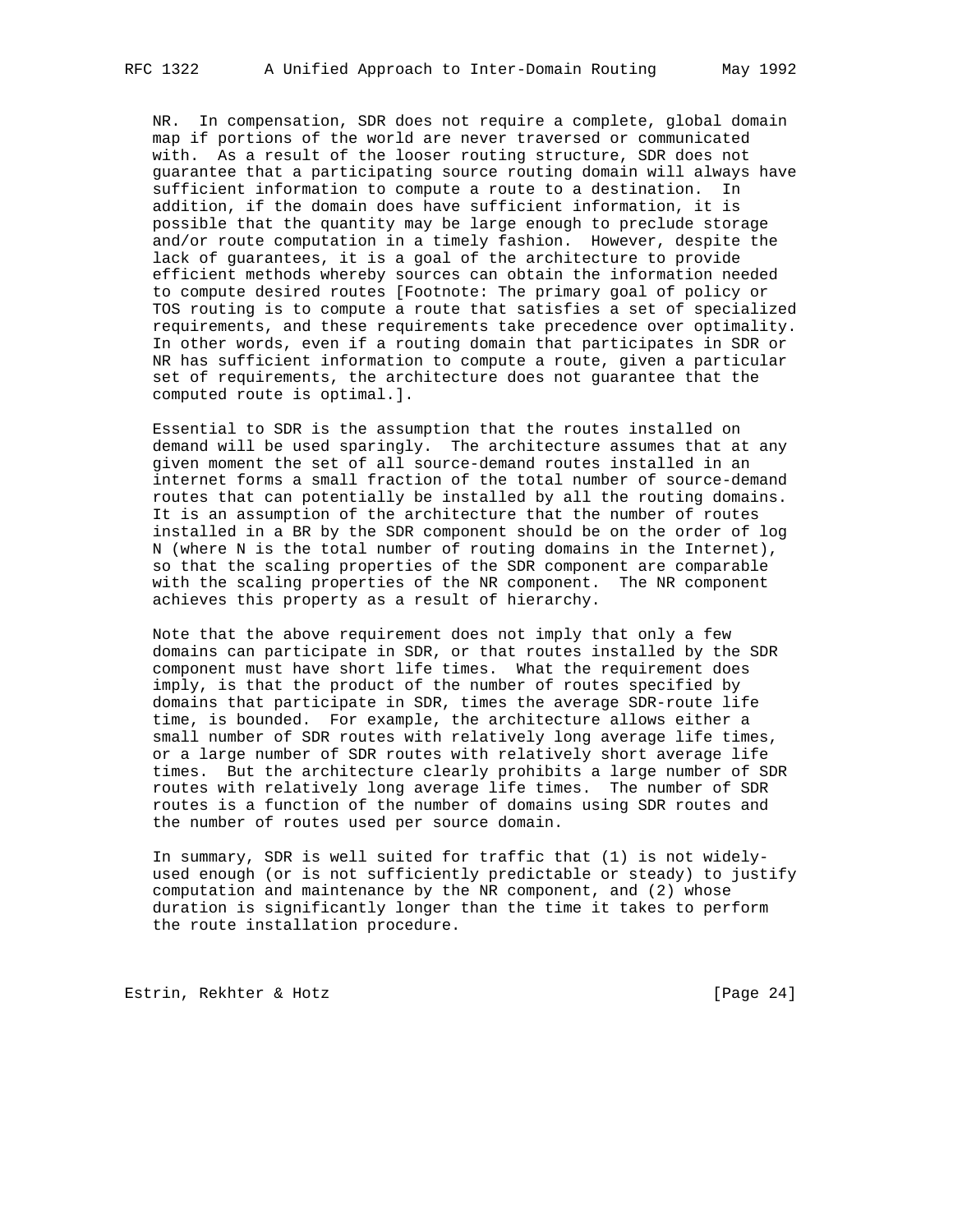NR. In compensation, SDR does not require a complete, global domain map if portions of the world are never traversed or communicated with. As a result of the looser routing structure, SDR does not guarantee that a participating source routing domain will always have sufficient information to compute a route to a destination. In addition, if the domain does have sufficient information, it is possible that the quantity may be large enough to preclude storage and/or route computation in a timely fashion. However, despite the lack of guarantees, it is a goal of the architecture to provide efficient methods whereby sources can obtain the information needed to compute desired routes [Footnote: The primary goal of policy or TOS routing is to compute a route that satisfies a set of specialized requirements, and these requirements take precedence over optimality. In other words, even if a routing domain that participates in SDR or NR has sufficient information to compute a route, given a particular set of requirements, the architecture does not guarantee that the computed route is optimal.].

Essential to SDR is the assumption that the routes installed on demand will be used sparingly. The architecture assumes that at any given moment the set of all source-demand routes installed in an internet forms a small fraction of the total number of source-demand routes that can potentially be installed by all the routing domains. It is an assumption of the architecture that the number of routes installed in a BR by the SDR component should be on the order of log N (where N is the total number of routing domains in the Internet), so that the scaling properties of the SDR component are comparable with the scaling properties of the NR component. The NR component achieves this property as a result of hierarchy.

Note that the above requirement does not imply that only a few domains can participate in SDR, or that routes installed by the SDR component must have short life times. What the requirement does imply, is that the product of the number of routes specified by domains that participate in SDR, times the average SDR-route life time, is bounded. For example, the architecture allows either a small number of SDR routes with relatively long average life times, or a large number of SDR routes with relatively short average life times. But the architecture clearly prohibits a large number of SDR routes with relatively long average life times. The number of SDR routes is a function of the number of domains using SDR routes and the number of routes used per source domain.

In summary, SDR is well suited for traffic that (1) is not widely-used enough (or is not sufficiently predictable or steady) to justify computation and maintenance by the NR component, and (2) whose duration is significantly longer than the time it takes to perform the route installation procedure.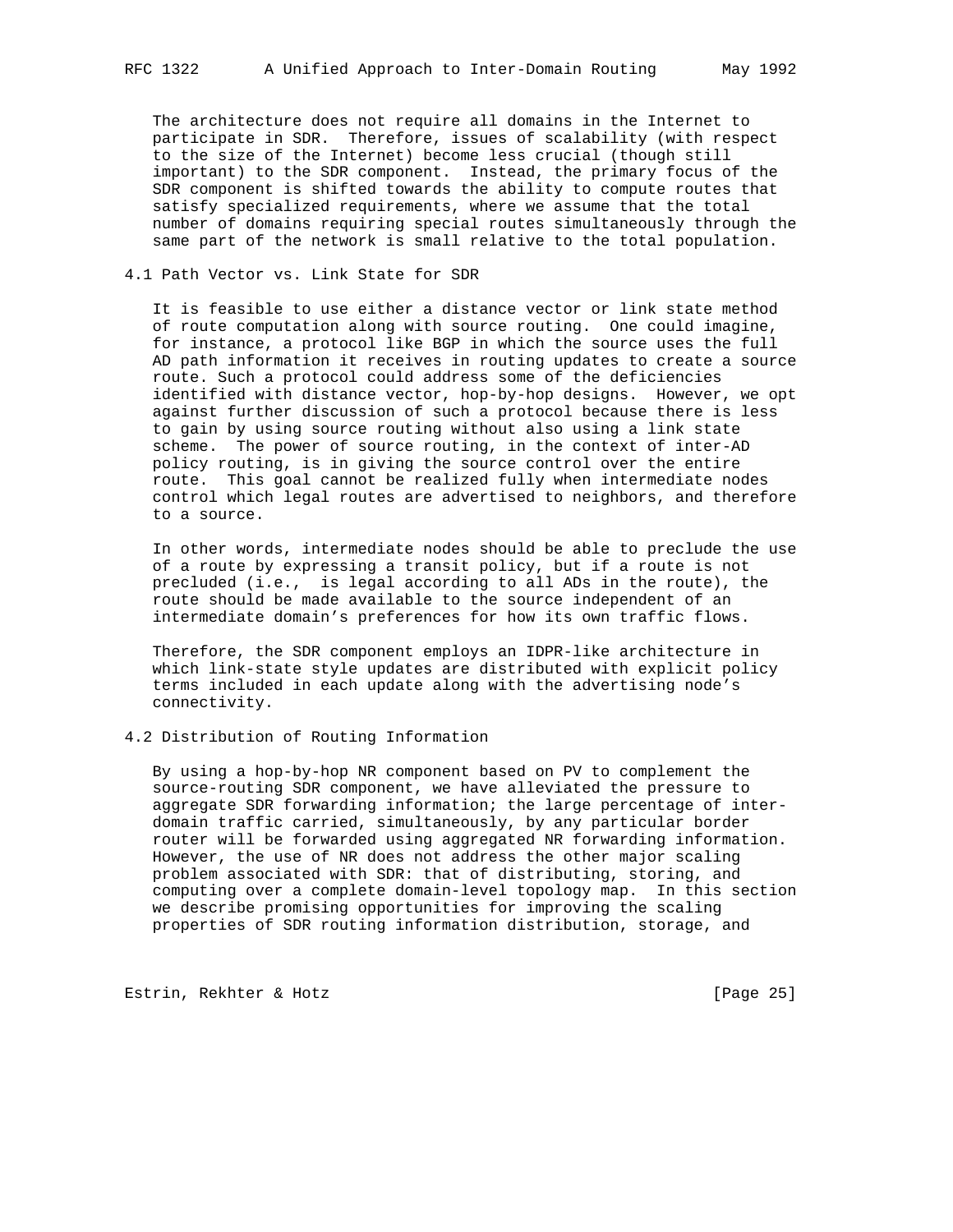The architecture does not require all domains in the Internet to participate in SDR. Therefore, issues of scalability (with respect to the size of the Internet) become less crucial (though still important) to the SDR component. Instead, the primary focus of the SDR component is shifted towards the ability to compute routes that satisfy specialized requirements, where we assume that the total number of domains requiring special routes simultaneously through the same part of the network is small relative to the total population.

### 4.1 Path Vector vs. Link State for SDR

It is feasible to use either a distance vector or link state method of route computation along with source routing. One could imagine, for instance, a protocol like BGP in which the source uses the full AD path information it receives in routing updates to create a source route. Such a protocol could address some of the deficiencies identified with distance vector, hop-by-hop designs. However, we opt against further discussion of such a protocol because there is less to gain by using source routing without also using a link state scheme. The power of source routing, in the context of inter-AD policy routing, is in giving the source control over the entire route. This goal cannot be realized fully when intermediate nodes control which legal routes are advertised to neighbors, and therefore to a source.

In other words, intermediate nodes should be able to preclude the use of a route by expressing a transit policy, but if a route is not precluded (i.e., is legal according to all ADs in the route), the route should be made available to the source independent of an intermediate domain's preferences for how its own traffic flows.

Therefore, the SDR component employs an IDPR-like architecture in which link-state style updates are distributed with explicit policy terms included in each update along with the advertising node's connectivity.

### 4.2 Distribution of Routing Information

By using a hop-by-hop NR component based on PV to complement the source-routing SDR component, we have alleviated the pressure to aggregate SDR forwarding information; the large percentage of inter-domain traffic carried, simultaneously, by any particular border router will be forwarded using aggregated NR forwarding information. However, the use of NR does not address the other major scaling problem associated with SDR: that of distributing, storing, and computing over a complete domain-level topology map. In this section we describe promising opportunities for improving the scaling properties of SDR routing information distribution, storage, and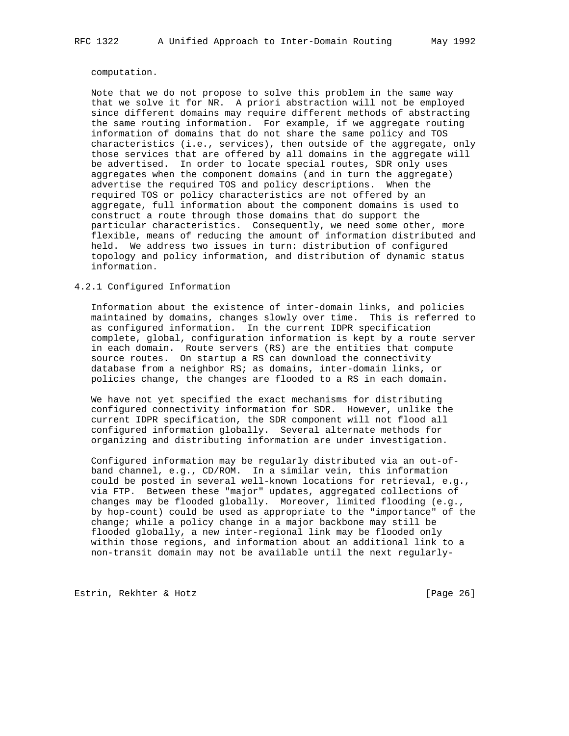computation.

Note that we do not propose to solve this problem in the same way that we solve it for NR. A priori abstraction will not be employed since different domains may require different methods of abstracting the same routing information. For example, if we aggregate routing information of domains that do not share the same policy and TOS characteristics (i.e., services), then outside of the aggregate, only those services that are offered by all domains in the aggregate will be advertised. In order to locate special routes, SDR only uses aggregates when the component domains (and in turn the aggregate) advertise the required TOS and policy descriptions. When the required TOS or policy characteristics are not offered by an aggregate, full information about the component domains is used to construct a route through those domains that do support the particular characteristics. Consequently, we need some other, more flexible, means of reducing the amount of information distributed and held. We address two issues in turn: distribution of configured topology and policy information, and distribution of dynamic status information.

### 4.2.1 Configured Information

Information about the existence of inter-domain links, and policies maintained by domains, changes slowly over time. This is referred to as configured information. In the current IDPR specification complete, global, configuration information is kept by a route server in each domain. Route servers (RS) are the entities that compute source routes. On startup a RS can download the connectivity database from a neighbor RS; as domains, inter-domain links, or policies change, the changes are flooded to a RS in each domain.

We have not yet specified the exact mechanisms for distributing configured connectivity information for SDR. However, unlike the current IDPR specification, the SDR component will not flood all configured information globally. Several alternate methods for organizing and distributing information are under investigation.

Configured information may be regularly distributed via an out-of-band channel, e.g., CD/ROM. In a similar vein, this information could be posted in several well-known locations for retrieval, e.g., via FTP. Between these "major" updates, aggregated collections of changes may be flooded globally. Moreover, limited flooding (e.g., by hop-count) could be used as appropriate to the "importance" of the change; while a policy change in a major backbone may still be flooded globally, a new inter-regional link may be flooded only within those regions, and information about an additional link to a non-transit domain may not be available until the next regularly-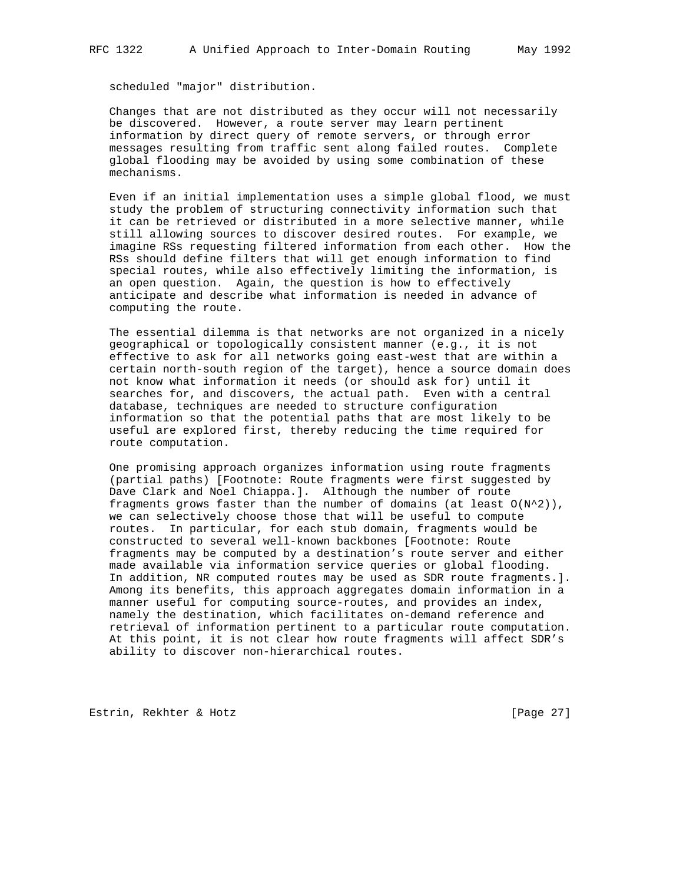scheduled "major" distribution.

Changes that are not distributed as they occur will not necessarily be discovered. However, a route server may learn pertinent information by direct query of remote servers, or through error messages resulting from traffic sent along failed routes. Complete global flooding may be avoided by using some combination of these mechanisms.

Even if an initial implementation uses a simple global flood, we must study the problem of structuring connectivity information such that it can be retrieved or distributed in a more selective manner, while still allowing sources to discover desired routes. For example, we imagine RSs requesting filtered information from each other. How the RSs should define filters that will get enough information to find special routes, while also effectively limiting the information, is an open question. Again, the question is how to effectively anticipate and describe what information is needed in advance of computing the route.

The essential dilemma is that networks are not organized in a nicely geographical or topologically consistent manner (e.g., it is not effective to ask for all networks going east-west that are within a certain north-south region of the target), hence a source domain does not know what information it needs (or should ask for) until it searches for, and discovers, the actual path. Even with a central database, techniques are needed to structure configuration information so that the potential paths that are most likely to be useful are explored first, thereby reducing the time required for route computation.

One promising approach organizes information using route fragments (partial paths) [Footnote: Route fragments were first suggested by Dave Clark and Noel Chiappa.]. Although the number of route fragments grows faster than the number of domains (at least $O(N^2)$), we can selectively choose those that will be useful to compute routes. In particular, for each stub domain, fragments would be constructed to several well-known backbones [Footnote: Route fragments may be computed by a destination's route server and either made available via information service queries or global flooding. In addition, NR computed routes may be used as SDR route fragments.]. Among its benefits, this approach aggregates domain information in a manner useful for computing source-routes, and provides an index, namely the destination, which facilitates on-demand reference and retrieval of information pertinent to a particular route computation. At this point, it is not clear how route fragments will affect SDR's ability to discover non-hierarchical routes.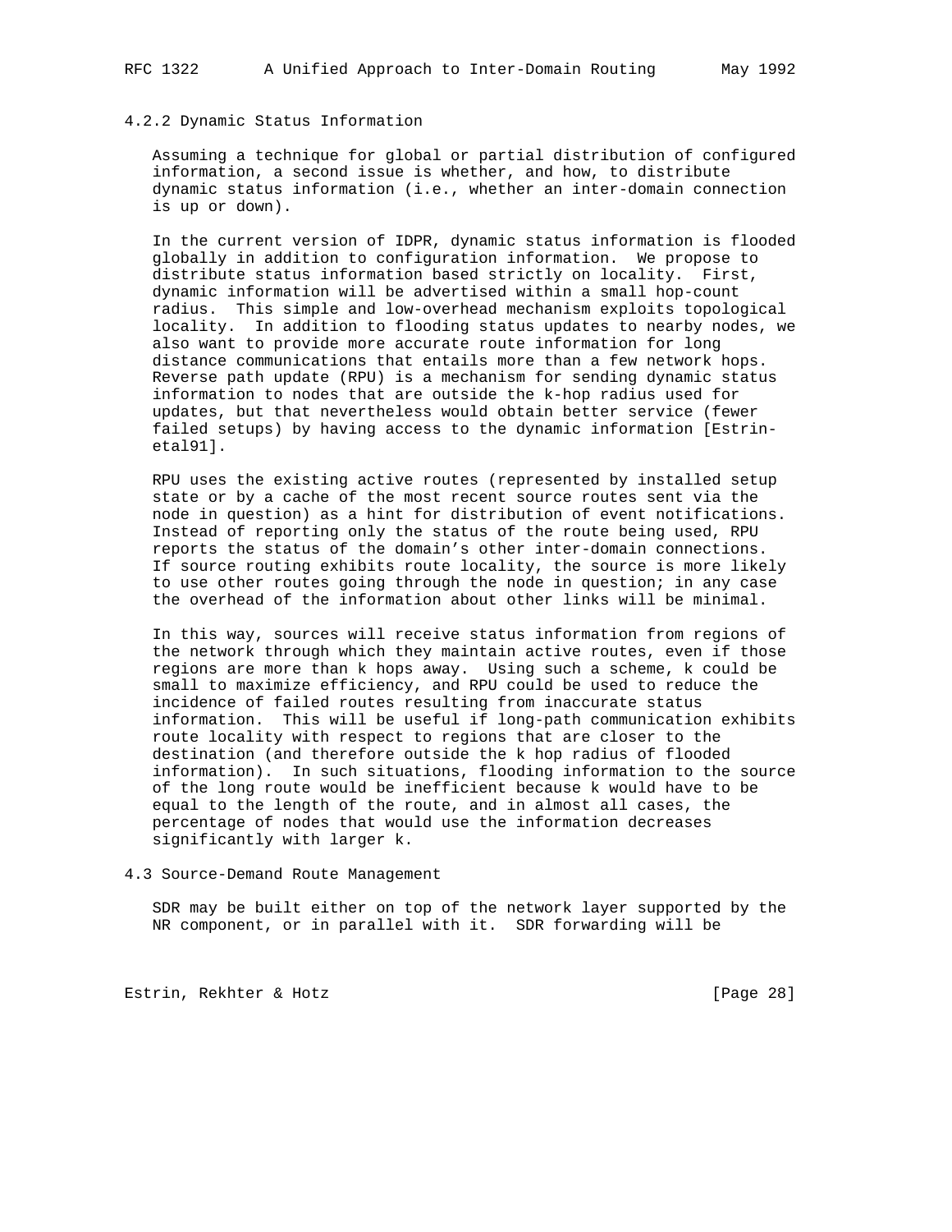### 4.2.2 Dynamic Status Information

Assuming a technique for global or partial distribution of configured information, a second issue is whether, and how, to distribute dynamic status information (i.e., whether an inter-domain connection is up or down).

In the current version of IDPR, dynamic status information is flooded globally in addition to configuration information. We propose to distribute status information based strictly on locality. First, dynamic information will be advertised within a small hop-count radius. This simple and low-overhead mechanism exploits topological locality. In addition to flooding status updates to nearby nodes, we also want to provide more accurate route information for long distance communications that entails more than a few network hops. Reverse path update (RPU) is a mechanism for sending dynamic status information to nodes that are outside the k-hop radius used for updates, but that nevertheless would obtain better service (fewer failed setups) by having access to the dynamic information [Estrin-etal91].

RPU uses the existing active routes (represented by installed setup state or by a cache of the most recent source routes sent via the node in question) as a hint for distribution of event notifications. Instead of reporting only the status of the route being used, RPU reports the status of the domain's other inter-domain connections. If source routing exhibits route locality, the source is more likely to use other routes going through the node in question; in any case the overhead of the information about other links will be minimal.

In this way, sources will receive status information from regions of the network through which they maintain active routes, even if those regions are more than k hops away. Using such a scheme, k could be small to maximize efficiency, and RPU could be used to reduce the incidence of failed routes resulting from inaccurate status information. This will be useful if long-path communication exhibits route locality with respect to regions that are closer to the destination (and therefore outside the k hop radius of flooded information). In such situations, flooding information to the source of the long route would be inefficient because k would have to be equal to the length of the route, and in almost all cases, the percentage of nodes that would use the information decreases significantly with larger k.

## 4.3 Source-Demand Route Management

SDR may be built either on top of the network layer supported by the NR component, or in parallel with it. SDR forwarding will be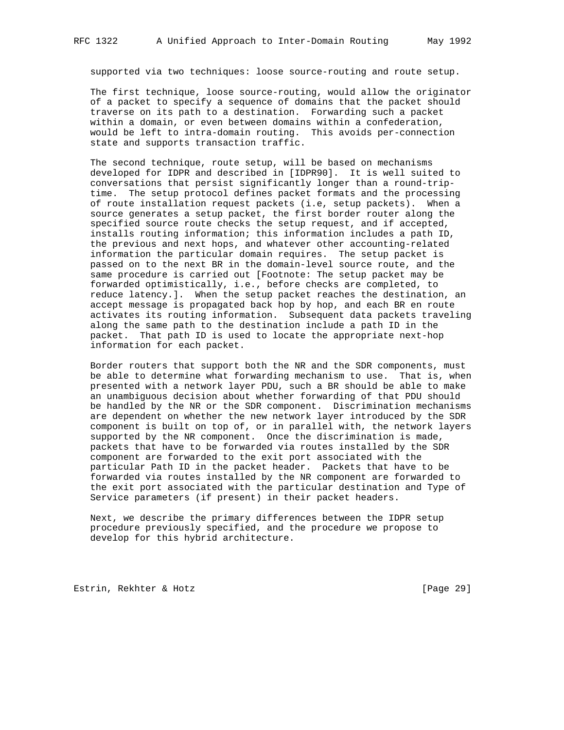supported via two techniques: loose source-routing and route setup.

The first technique, loose source-routing, would allow the originator of a packet to specify a sequence of domains that the packet should traverse on its path to a destination. Forwarding such a packet within a domain, or even between domains within a confederation, would be left to intra-domain routing. This avoids per-connection state and supports transaction traffic.

The second technique, route setup, will be based on mechanisms developed for IDPR and described in [IDPR90]. It is well suited to conversations that persist significantly longer than a round-trip-time. The setup protocol defines packet formats and the processing of route installation request packets (i.e, setup packets). When a source generates a setup packet, the first border router along the specified source route checks the setup request, and if accepted, installs routing information; this information includes a path ID, the previous and next hops, and whatever other accounting-related information the particular domain requires. The setup packet is passed on to the next BR in the domain-level source route, and the same procedure is carried out [Footnote: The setup packet may be forwarded optimistically, i.e., before checks are completed, to reduce latency.]. When the setup packet reaches the destination, an accept message is propagated back hop by hop, and each BR en route activates its routing information. Subsequent data packets traveling along the same path to the destination include a path ID in the packet. That path ID is used to locate the appropriate next-hop information for each packet.

Border routers that support both the NR and the SDR components, must be able to determine what forwarding mechanism to use. That is, when presented with a network layer PDU, such a BR should be able to make an unambiguous decision about whether forwarding of that PDU should be handled by the NR or the SDR component. Discrimination mechanisms are dependent on whether the new network layer introduced by the SDR component is built on top of, or in parallel with, the network layers supported by the NR component. Once the discrimination is made, packets that have to be forwarded via routes installed by the SDR component are forwarded to the exit port associated with the particular Path ID in the packet header. Packets that have to be forwarded via routes installed by the NR component are forwarded to the exit port associated with the particular destination and Type of Service parameters (if present) in their packet headers.

Next, we describe the primary differences between the IDPR setup procedure previously specified, and the procedure we propose to develop for this hybrid architecture.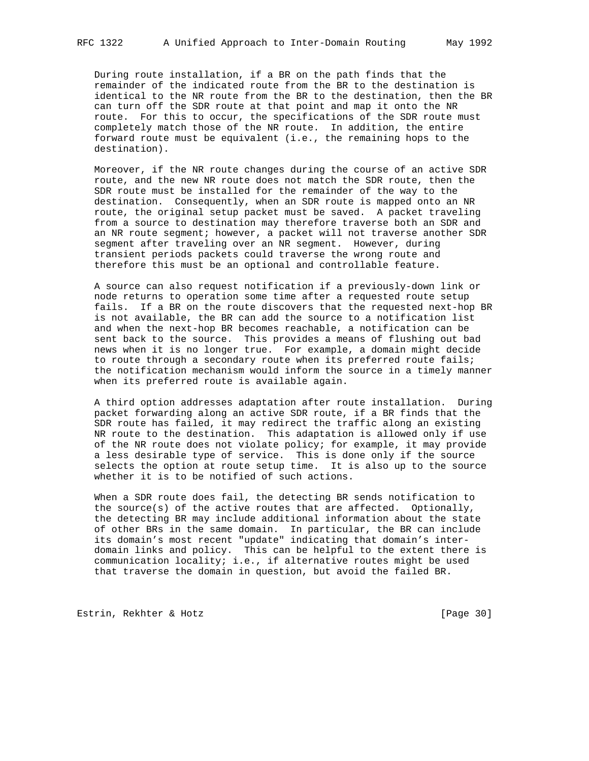During route installation, if a BR on the path finds that the remainder of the indicated route from the BR to the destination is identical to the NR route from the BR to the destination, then the BR can turn off the SDR route at that point and map it onto the NR route. For this to occur, the specifications of the SDR route must completely match those of the NR route. In addition, the entire forward route must be equivalent (i.e., the remaining hops to the destination).

Moreover, if the NR route changes during the course of an active SDR route, and the new NR route does not match the SDR route, then the SDR route must be installed for the remainder of the way to the destination. Consequently, when an SDR route is mapped onto an NR route, the original setup packet must be saved. A packet traveling from a source to destination may therefore traverse both an SDR and an NR route segment; however, a packet will not traverse another SDR segment after traveling over an NR segment. However, during transient periods packets could traverse the wrong route and therefore this must be an optional and controllable feature.

A source can also request notification if a previously-down link or node returns to operation some time after a requested route setup fails. If a BR on the route discovers that the requested next-hop BR is not available, the BR can add the source to a notification list and when the next-hop BR becomes reachable, a notification can be sent back to the source. This provides a means of flushing out bad news when it is no longer true. For example, a domain might decide to route through a secondary route when its preferred route fails; the notification mechanism would inform the source in a timely manner when its preferred route is available again.

A third option addresses adaptation after route installation. During packet forwarding along an active SDR route, if a BR finds that the SDR route has failed, it may redirect the traffic along an existing NR route to the destination. This adaptation is allowed only if use of the NR route does not violate policy; for example, it may provide a less desirable type of service. This is done only if the source selects the option at route setup time. It is also up to the source whether it is to be notified of such actions.

When a SDR route does fail, the detecting BR sends notification to the source(s) of the active routes that are affected. Optionally, the detecting BR may include additional information about the state of other BRs in the same domain. In particular, the BR can include its domain's most recent "update" indicating that domain's inter-domain links and policy. This can be helpful to the extent there is communication locality; i.e., if alternative routes might be used that traverse the domain in question, but avoid the failed BR.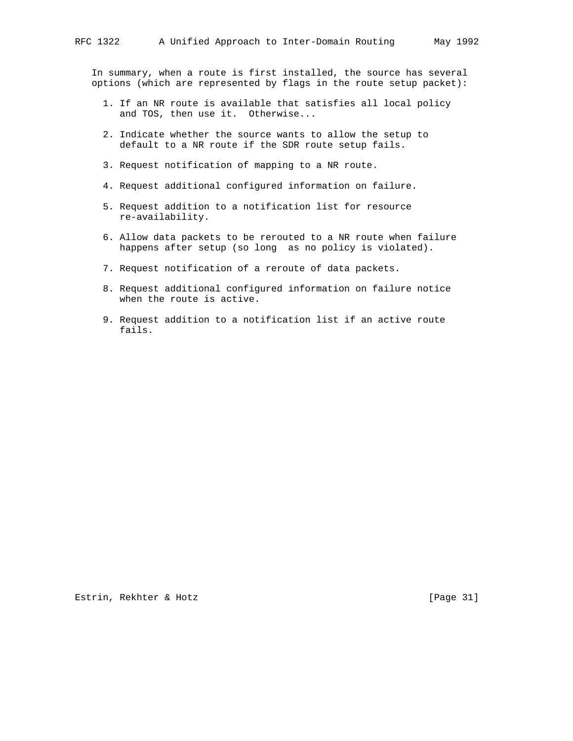In summary, when a route is first installed, the source has several options (which are represented by flags in the route setup packet):

1. If an NR route is available that satisfies all local policy and TOS, then use it.  Otherwise...

2. Indicate whether the source wants to allow the setup to default to a NR route if the SDR route setup fails.

3. Request notification of mapping to a NR route.

4. Request additional configured information on failure.

5. Request addition to a notification list for resource re-availability.

6. Allow data packets to be rerouted to a NR route when failure happens after setup (so long  as no policy is violated).

7. Request notification of a reroute of data packets.

8. Request additional configured information on failure notice when the route is active.

9. Request addition to a notification list if an active route fails.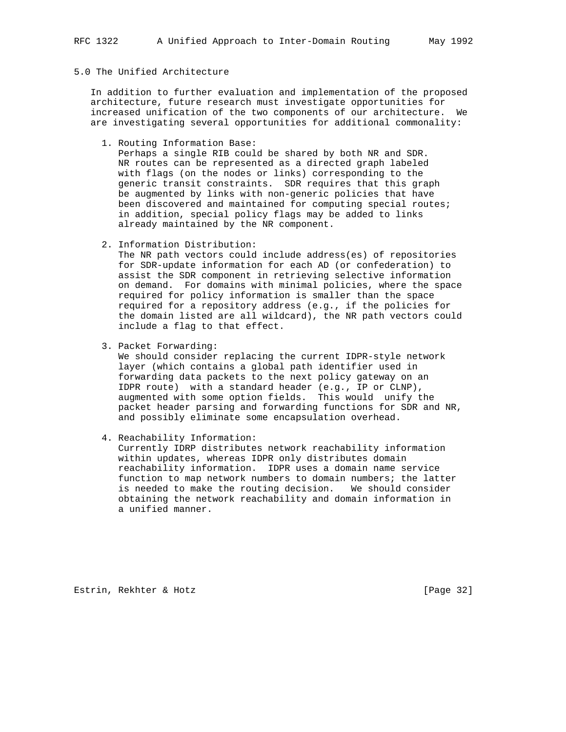## 5.0 The Unified Architecture

In addition to further evaluation and implementation of the proposed architecture, future research must investigate opportunities for increased unification of the two components of our architecture. We are investigating several opportunities for additional commonality:

1. Routing Information Base:
   Perhaps a single RIB could be shared by both NR and SDR. NR routes can be represented as a directed graph labeled with flags (on the nodes or links) corresponding to the generic transit constraints. SDR requires that this graph be augmented by links with non-generic policies that have been discovered and maintained for computing special routes; in addition, special policy flags may be added to links already maintained by the NR component.

2. Information Distribution:
   The NR path vectors could include address(es) of repositories for SDR-update information for each AD (or confederation) to assist the SDR component in retrieving selective information on demand. For domains with minimal policies, where the space required for policy information is smaller than the space required for a repository address (e.g., if the policies for the domain listed are all wildcard), the NR path vectors could include a flag to that effect.

3. Packet Forwarding:
   We should consider replacing the current IDPR-style network layer (which contains a global path identifier used in forwarding data packets to the next policy gateway on an IDPR route) with a standard header (e.g., IP or CLNP), augmented with some option fields. This would unify the packet header parsing and forwarding functions for SDR and NR, and possibly eliminate some encapsulation overhead.

4. Reachability Information:
   Currently IDRP distributes network reachability information within updates, whereas IDPR only distributes domain reachability information. IDPR uses a domain name service function to map network numbers to domain numbers; the latter is needed to make the routing decision. We should consider obtaining the network reachability and domain information in a unified manner.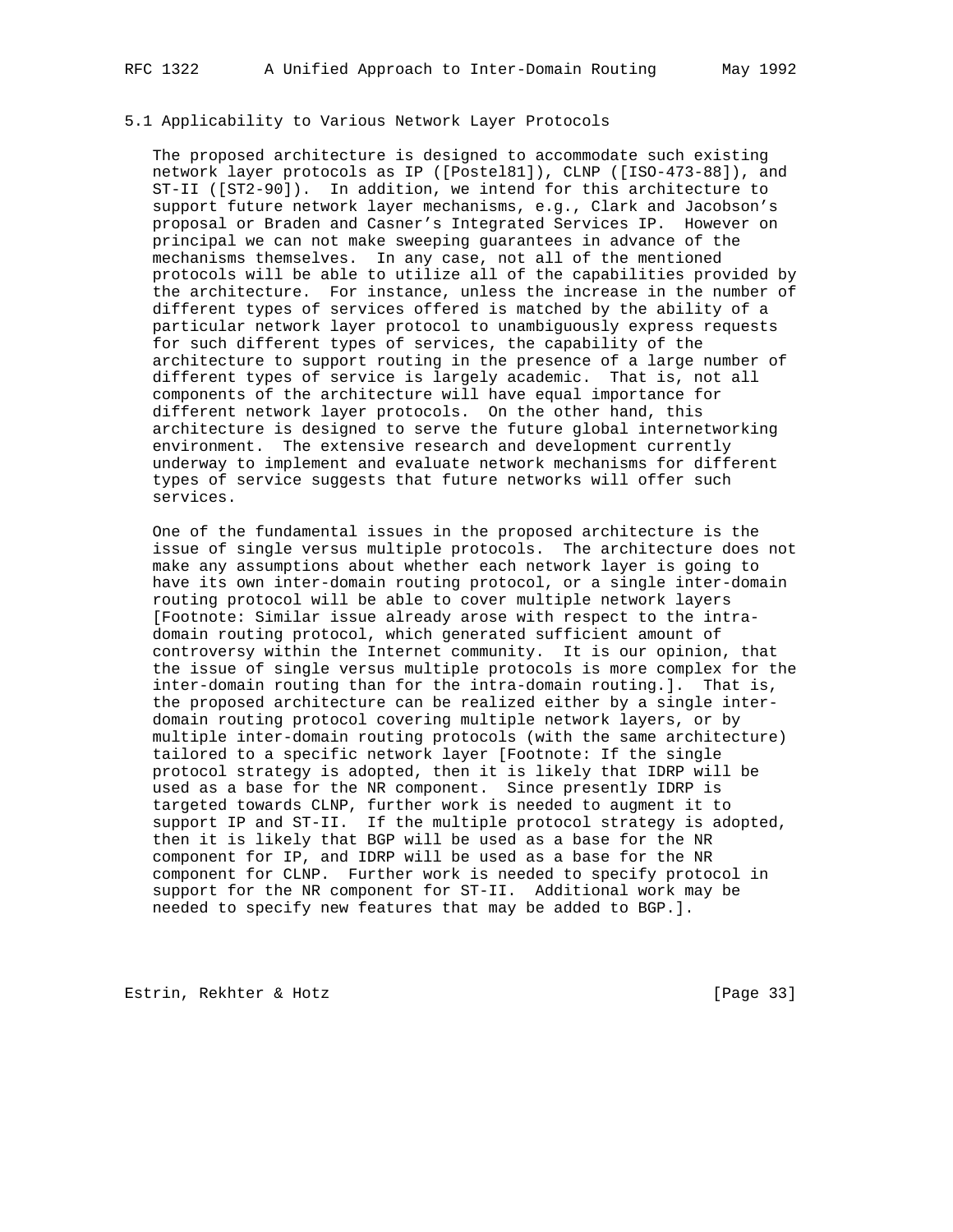## 5.1 Applicability to Various Network Layer Protocols

The proposed architecture is designed to accommodate such existing network layer protocols as IP ([Postel81]), CLNP ([ISO-473-88]), and ST-II ([ST2-90]). In addition, we intend for this architecture to support future network layer mechanisms, e.g., Clark and Jacobson's proposal or Braden and Casner's Integrated Services IP. However on principal we can not make sweeping guarantees in advance of the mechanisms themselves. In any case, not all of the mentioned protocols will be able to utilize all of the capabilities provided by the architecture. For instance, unless the increase in the number of different types of services offered is matched by the ability of a particular network layer protocol to unambiguously express requests for such different types of services, the capability of the architecture to support routing in the presence of a large number of different types of service is largely academic. That is, not all components of the architecture will have equal importance for different network layer protocols. On the other hand, this architecture is designed to serve the future global internetworking environment. The extensive research and development currently underway to implement and evaluate network mechanisms for different types of service suggests that future networks will offer such services.

One of the fundamental issues in the proposed architecture is the issue of single versus multiple protocols. The architecture does not make any assumptions about whether each network layer is going to have its own inter-domain routing protocol, or a single inter-domain routing protocol will be able to cover multiple network layers [Footnote: Similar issue already arose with respect to the intra-domain routing protocol, which generated sufficient amount of controversy within the Internet community. It is our opinion, that the issue of single versus multiple protocols is more complex for the inter-domain routing than for the intra-domain routing.]. That is, the proposed architecture can be realized either by a single inter-domain routing protocol covering multiple network layers, or by multiple inter-domain routing protocols (with the same architecture) tailored to a specific network layer [Footnote: If the single protocol strategy is adopted, then it is likely that IDRP will be used as a base for the NR component. Since presently IDRP is targeted towards CLNP, further work is needed to augment it to support IP and ST-II. If the multiple protocol strategy is adopted, then it is likely that BGP will be used as a base for the NR component for IP, and IDRP will be used as a base for the NR component for CLNP. Further work is needed to specify protocol in support for the NR component for ST-II. Additional work may be needed to specify new features that may be added to BGP.].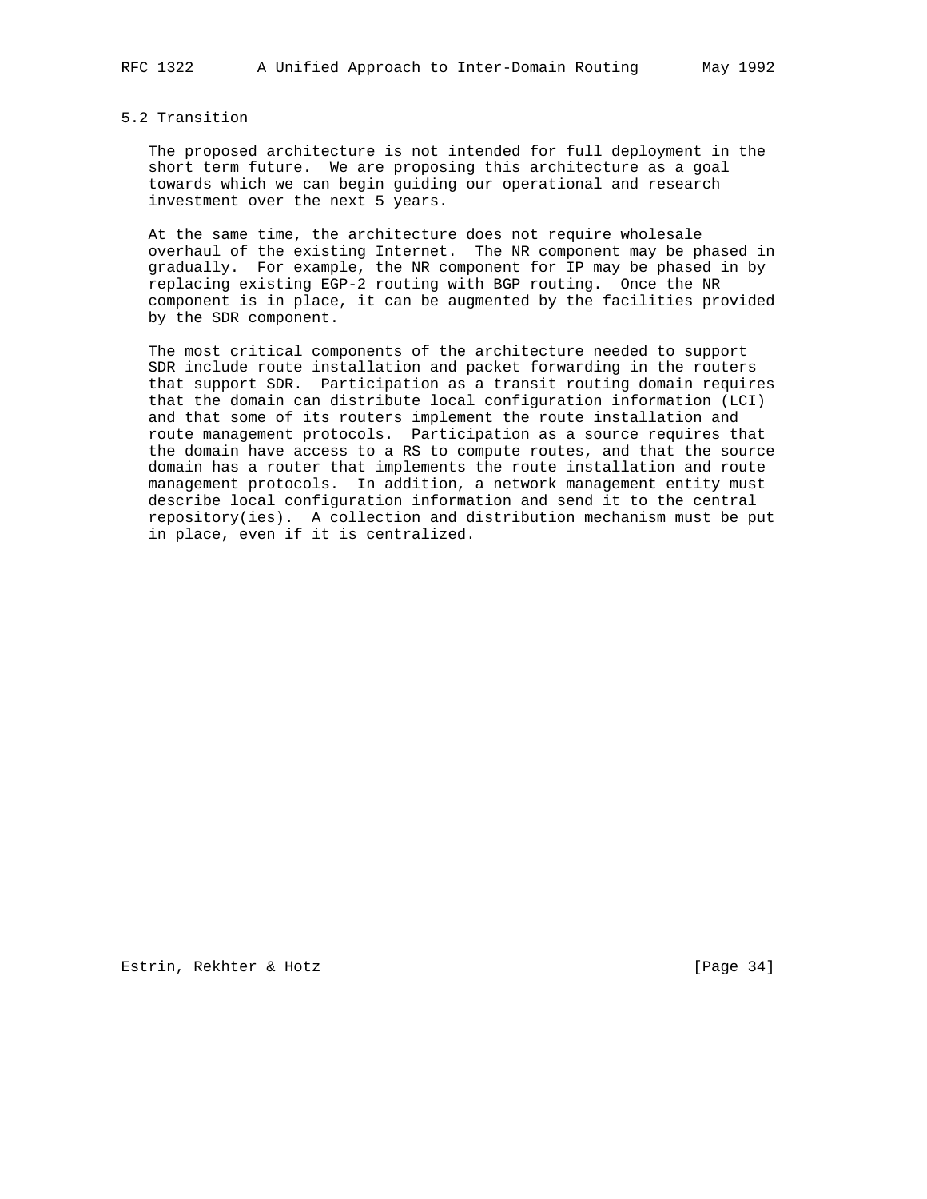## 5.2 Transition

The proposed architecture is not intended for full deployment in the short term future. We are proposing this architecture as a goal towards which we can begin guiding our operational and research investment over the next 5 years.

At the same time, the architecture does not require wholesale overhaul of the existing Internet. The NR component may be phased in gradually. For example, the NR component for IP may be phased in by replacing existing EGP-2 routing with BGP routing. Once the NR component is in place, it can be augmented by the facilities provided by the SDR component.

The most critical components of the architecture needed to support SDR include route installation and packet forwarding in the routers that support SDR. Participation as a transit routing domain requires that the domain can distribute local configuration information (LCI) and that some of its routers implement the route installation and route management protocols. Participation as a source requires that the domain have access to a RS to compute routes, and that the source domain has a router that implements the route installation and route management protocols. In addition, a network management entity must describe local configuration information and send it to the central repository(ies). A collection and distribution mechanism must be put in place, even if it is centralized.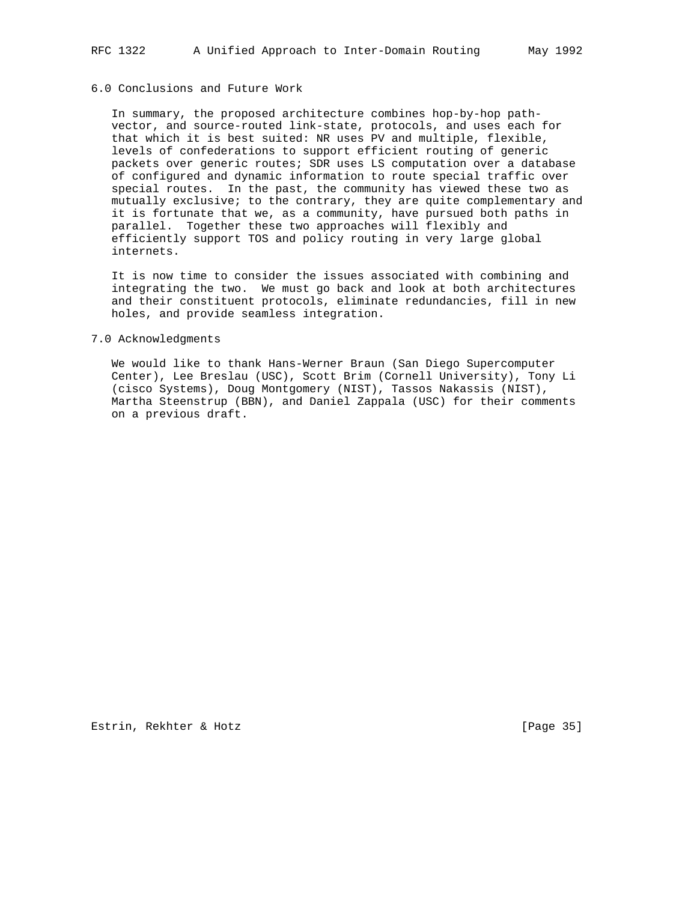## 6.0 Conclusions and Future Work

In summary, the proposed architecture combines hop-by-hop path-vector, and source-routed link-state, protocols, and uses each for that which it is best suited: NR uses PV and multiple, flexible, levels of confederations to support efficient routing of generic packets over generic routes; SDR uses LS computation over a database of configured and dynamic information to route special traffic over special routes. In the past, the community has viewed these two as mutually exclusive; to the contrary, they are quite complementary and it is fortunate that we, as a community, have pursued both paths in parallel. Together these two approaches will flexibly and efficiently support TOS and policy routing in very large global internets.

It is now time to consider the issues associated with combining and integrating the two. We must go back and look at both architectures and their constituent protocols, eliminate redundancies, fill in new holes, and provide seamless integration.

## 7.0 Acknowledgments

We would like to thank Hans-Werner Braun (San Diego Supercomputer Center), Lee Breslau (USC), Scott Brim (Cornell University), Tony Li (cisco Systems), Doug Montgomery (NIST), Tassos Nakassis (NIST), Martha Steenstrup (BBN), and Daniel Zappala (USC) for their comments on a previous draft.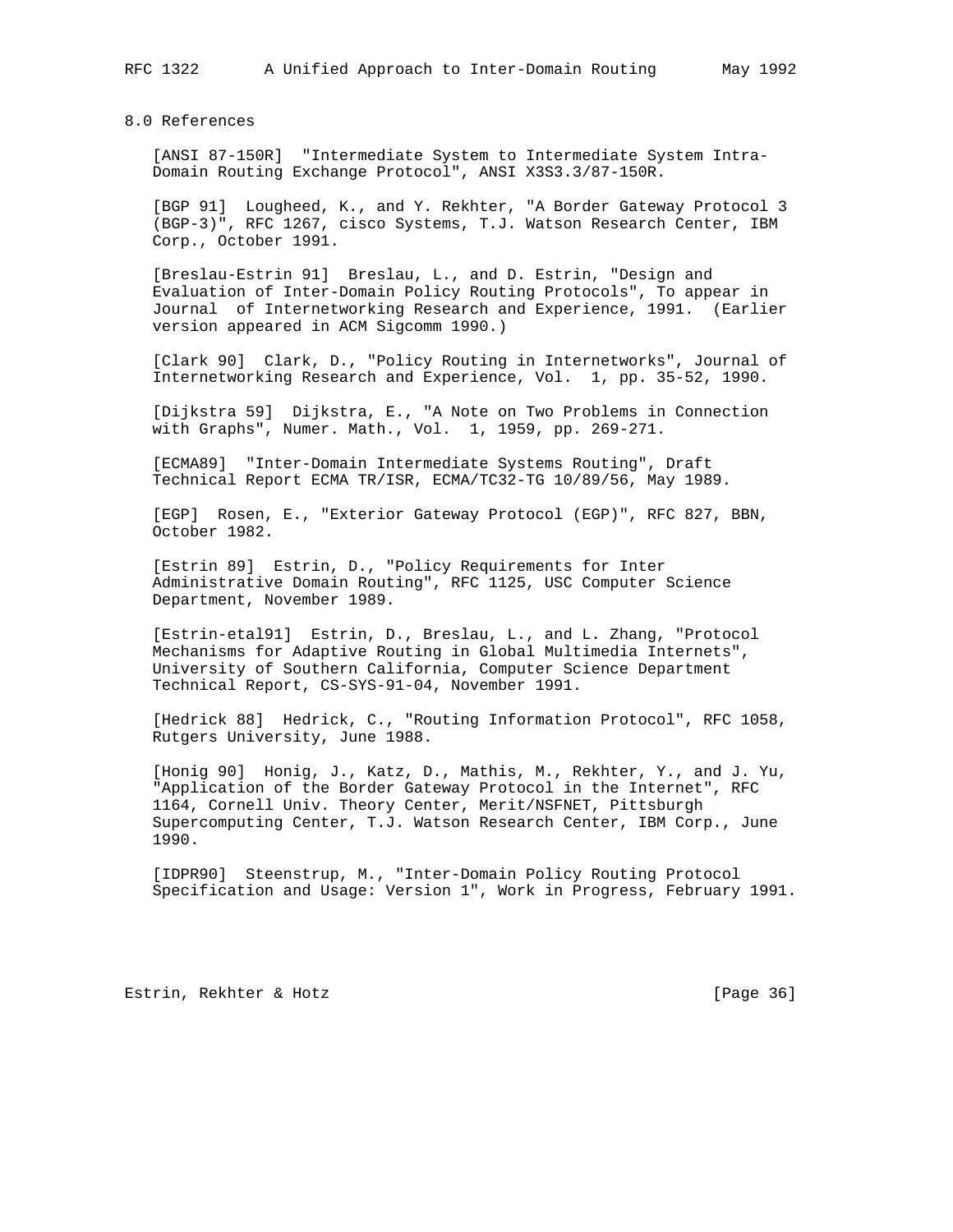## 8.0 References

[ANSI 87-150R] "Intermediate System to Intermediate System Intra-Domain Routing Exchange Protocol", ANSI X3S3.3/87-150R.

[BGP 91] Lougheed, K., and Y. Rekhter, "A Border Gateway Protocol 3 (BGP-3)", RFC 1267, cisco Systems, T.J. Watson Research Center, IBM Corp., October 1991.

[Breslau-Estrin 91] Breslau, L., and D. Estrin, "Design and Evaluation of Inter-Domain Policy Routing Protocols", To appear in Journal of Internetworking Research and Experience, 1991. (Earlier version appeared in ACM Sigcomm 1990.)

[Clark 90] Clark, D., "Policy Routing in Internetworks", Journal of Internetworking Research and Experience, Vol. 1, pp. 35-52, 1990.

[Dijkstra 59] Dijkstra, E., "A Note on Two Problems in Connection with Graphs", Numer. Math., Vol. 1, 1959, pp. 269-271.

[ECMA89] "Inter-Domain Intermediate Systems Routing", Draft Technical Report ECMA TR/ISR, ECMA/TC32-TG 10/89/56, May 1989.

[EGP] Rosen, E., "Exterior Gateway Protocol (EGP)", RFC 827, BBN, October 1982.

[Estrin 89] Estrin, D., "Policy Requirements for Inter Administrative Domain Routing", RFC 1125, USC Computer Science Department, November 1989.

[Estrin-etal91] Estrin, D., Breslau, L., and L. Zhang, "Protocol Mechanisms for Adaptive Routing in Global Multimedia Internets", University of Southern California, Computer Science Department Technical Report, CS-SYS-91-04, November 1991.

[Hedrick 88] Hedrick, C., "Routing Information Protocol", RFC 1058, Rutgers University, June 1988.

[Honig 90] Honig, J., Katz, D., Mathis, M., Rekhter, Y., and J. Yu, "Application of the Border Gateway Protocol in the Internet", RFC 1164, Cornell Univ. Theory Center, Merit/NSFNET, Pittsburgh Supercomputing Center, T.J. Watson Research Center, IBM Corp., June 1990.

[IDPR90] Steenstrup, M., "Inter-Domain Policy Routing Protocol Specification and Usage: Version 1", Work in Progress, February 1991.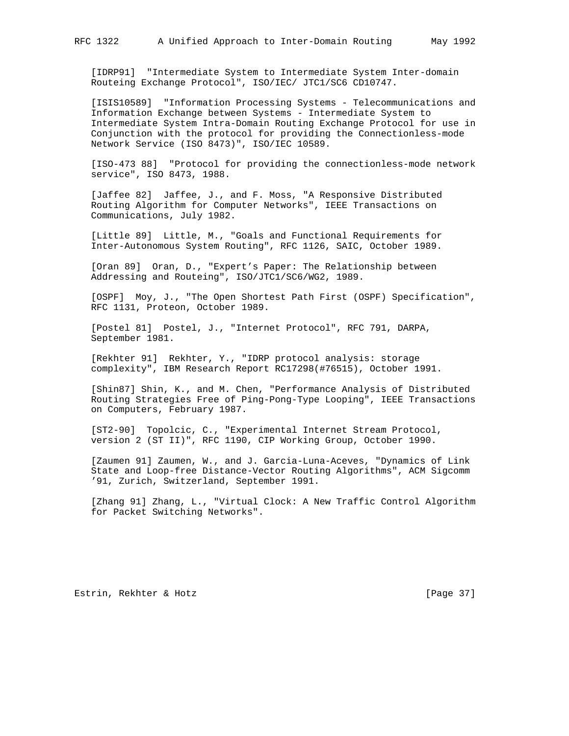[IDRP91] "Intermediate System to Intermediate System Inter-domain Routeing Exchange Protocol", ISO/IEC/ JTC1/SC6 CD10747.

[ISIS10589] "Information Processing Systems - Telecommunications and Information Exchange between Systems - Intermediate System to Intermediate System Intra-Domain Routing Exchange Protocol for use in Conjunction with the protocol for providing the Connectionless-mode Network Service (ISO 8473)", ISO/IEC 10589.

[ISO-473 88] "Protocol for providing the connectionless-mode network service", ISO 8473, 1988.

[Jaffee 82] Jaffee, J., and F. Moss, "A Responsive Distributed Routing Algorithm for Computer Networks", IEEE Transactions on Communications, July 1982.

[Little 89] Little, M., "Goals and Functional Requirements for Inter-Autonomous System Routing", RFC 1126, SAIC, October 1989.

[Oran 89] Oran, D., "Expert's Paper: The Relationship between Addressing and Routeing", ISO/JTC1/SC6/WG2, 1989.

[OSPF] Moy, J., "The Open Shortest Path First (OSPF) Specification", RFC 1131, Proteon, October 1989.

[Postel 81] Postel, J., "Internet Protocol", RFC 791, DARPA, September 1981.

[Rekhter 91] Rekhter, Y., "IDRP protocol analysis: storage complexity", IBM Research Report RC17298(#76515), October 1991.

[Shin87] Shin, K., and M. Chen, "Performance Analysis of Distributed Routing Strategies Free of Ping-Pong-Type Looping", IEEE Transactions on Computers, February 1987.

[ST2-90] Topolcic, C., "Experimental Internet Stream Protocol, version 2 (ST II)", RFC 1190, CIP Working Group, October 1990.

[Zaumen 91] Zaumen, W., and J. Garcia-Luna-Aceves, "Dynamics of Link State and Loop-free Distance-Vector Routing Algorithms", ACM Sigcomm '91, Zurich, Switzerland, September 1991.

[Zhang 91] Zhang, L., "Virtual Clock: A New Traffic Control Algorithm for Packet Switching Networks".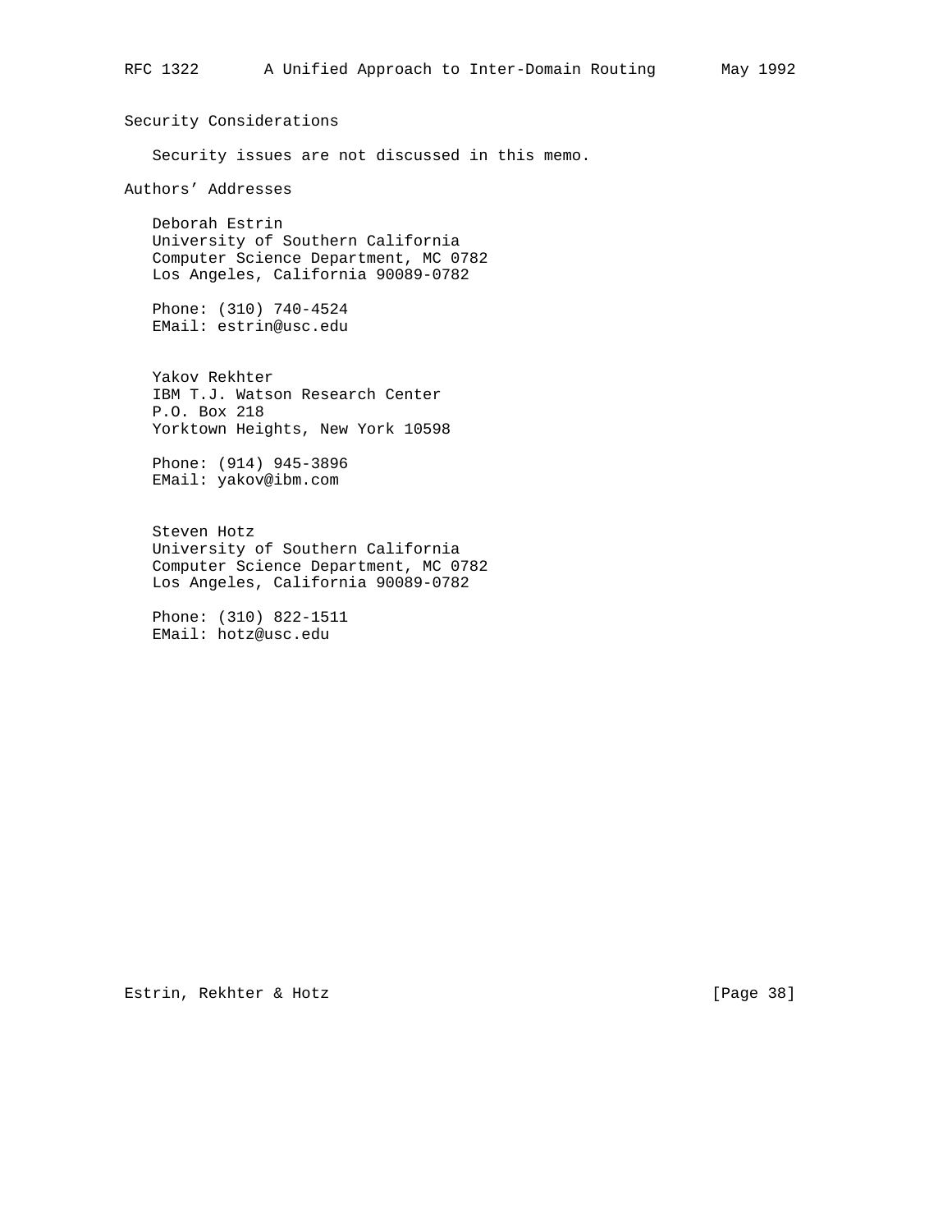## Security Considerations

Security issues are not discussed in this memo.

## Authors' Addresses

Deborah Estrin
University of Southern California
Computer Science Department, MC 0782
Los Angeles, California 90089-0782

Phone: (310) 740-4524
EMail: estrin@usc.edu

Yakov Rekhter
IBM T.J. Watson Research Center
P.O. Box 218
Yorktown Heights, New York 10598

Phone: (914) 945-3896
EMail: yakov@ibm.com

Steven Hotz
University of Southern California
Computer Science Department, MC 0782
Los Angeles, California 90089-0782

Phone: (310) 822-1511
EMail: hotz@usc.edu